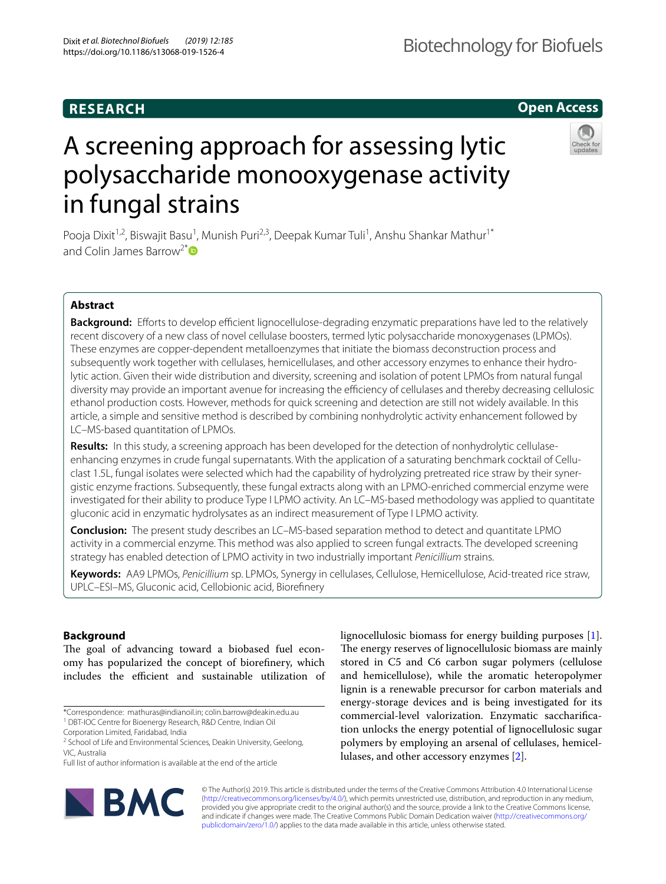**RESEARCH** **Open Access**

# A screening approach for assessing lytic polysaccharide monooxygenase activity in fungal strains

Pooja Dixit[1,2], Biswajit Basu[1], Munish Puri[2,3], Deepak Kumar Tuli[1], Anshu Shankar Mathur[1*] and Colin James Barrow[2*]

## Abstract

**Background:** Efforts to develop efficient lignocellulose-degrading enzymatic preparations have led to the relatively recent discovery of a new class of novel cellulase boosters, termed lytic polysaccharide monoxygenases (LPMOs). These enzymes are copper-dependent metalloenzymes that initiate the biomass deconstruction process and subsequently work together with cellulases, hemicellulases, and other accessory enzymes to enhance their hydrolytic action. Given their wide distribution and diversity, screening and isolation of potent LPMOs from natural fungal diversity may provide an important avenue for increasing the efficiency of cellulases and thereby decreasing cellulosic ethanol production costs. However, methods for quick screening and detection are still not widely available. In this article, a simple and sensitive method is described by combining nonhydrolytic activity enhancement followed by LC–MS-based quantitation of LPMOs.

**Results:** In this study, a screening approach has been developed for the detection of nonhydrolytic cellulase-enhancing enzymes in crude fungal supernatants. With the application of a saturating benchmark cocktail of Celluclast 1.5L, fungal isolates were selected which had the capability of hydrolyzing pretreated rice straw by their synergistic enzyme fractions. Subsequently, these fungal extracts along with an LPMO-enriched commercial enzyme were investigated for their ability to produce Type I LPMO activity. An LC–MS-based methodology was applied to quantitate gluconic acid in enzymatic hydrolysates as an indirect measurement of Type I LPMO activity.

**Conclusion:** The present study describes an LC–MS-based separation method to detect and quantitate LPMO activity in a commercial enzyme. This method was also applied to screen fungal extracts. The developed screening strategy has enabled detection of LPMO activity in two industrially important *Penicillium* strains.

**Keywords:** AA9 LPMOs, *Penicillium* sp. LPMOs, Synergy in cellulases, Cellulose, Hemicellulose, Acid-treated rice straw, UPLC–ESI–MS, Gluconic acid, Cellobionic acid, Biorefinery

## Background

The goal of advancing toward a biobased fuel economy has popularized the concept of biorefinery, which includes the efficient and sustainable utilization of lignocellulosic biomass for energy building purposes [1]. The energy reserves of lignocellulosic biomass are mainly stored in C5 and C6 carbon sugar polymers (cellulose and hemicellulose), while the aromatic heteropolymer lignin is a renewable precursor for carbon materials and energy-storage devices and is being investigated for its commercial-level valorization. Enzymatic saccharification unlocks the energy potential of lignocellulosic sugar polymers by employing an arsenal of cellulases, hemicellulases, and other accessory enzymes [2].

*Correspondence: mathuras@indianoil.in; colin.barrow@deakin.edu.au
[1] DBT-IOC Centre for Bioenergy Research, R&D Centre, Indian Oil Corporation Limited, Faridabad, India
[2] School of Life and Environmental Sciences, Deakin University, Geelong, VIC, Australia
Full list of author information is available at the end of the article

© The Author(s) 2019. This article is distributed under the terms of the Creative Commons Attribution 4.0 International License (http://creativecommons.org/licenses/by/4.0/), which permits unrestricted use, distribution, and reproduction in any medium, provided you give appropriate credit to the original author(s) and the source, provide a link to the Creative Commons license, and indicate if changes were made. The Creative Commons Public Domain Dedication waiver (http://creativecommons.org/publicdomain/zero/1.0/) applies to the data made available in this article, unless otherwise stated.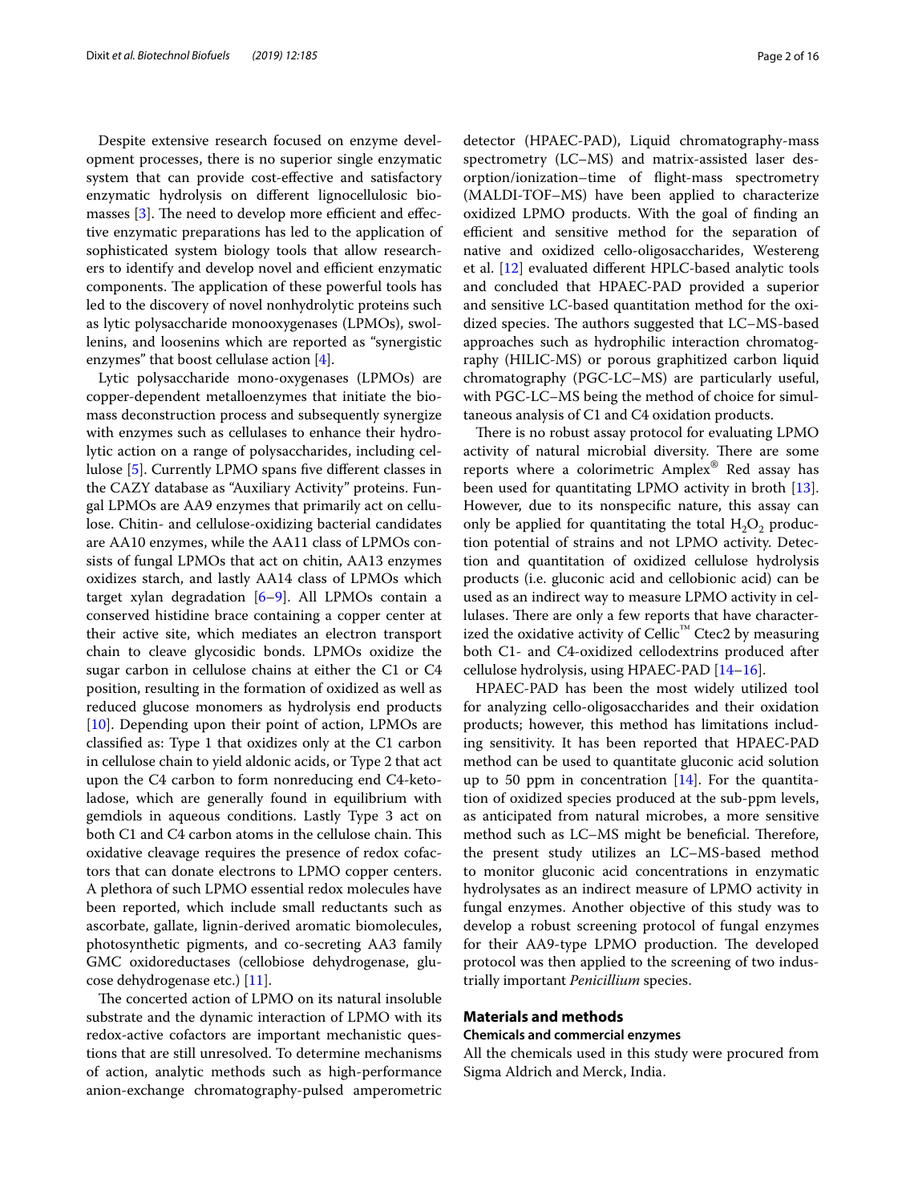Despite extensive research focused on enzyme development processes, there is no superior single enzymatic system that can provide cost-effective and satisfactory enzymatic hydrolysis on different lignocellulosic biomasses [3]. The need to develop more efficient and effective enzymatic preparations has led to the application of sophisticated system biology tools that allow researchers to identify and develop novel and efficient enzymatic components. The application of these powerful tools has led to the discovery of novel nonhydrolytic proteins such as lytic polysaccharide monooxygenases (LPMOs), swollenins, and loosenins which are reported as "synergistic enzymes" that boost cellulase action [4].

Lytic polysaccharide mono-oxygenases (LPMOs) are copper-dependent metalloenzymes that initiate the biomass deconstruction process and subsequently synergize with enzymes such as cellulases to enhance their hydrolytic action on a range of polysaccharides, including cellulose [5]. Currently LPMO spans five different classes in the CAZY database as "Auxiliary Activity" proteins. Fungal LPMOs are AA9 enzymes that primarily act on cellulose. Chitin- and cellulose-oxidizing bacterial candidates are AA10 enzymes, while the AA11 class of LPMOs consists of fungal LPMOs that act on chitin, AA13 enzymes oxidizes starch, and lastly AA14 class of LPMOs which target xylan degradation [6–9]. All LPMOs contain a conserved histidine brace containing a copper center at their active site, which mediates an electron transport chain to cleave glycosidic bonds. LPMOs oxidize the sugar carbon in cellulose chains at either the C1 or C4 position, resulting in the formation of oxidized as well as reduced glucose monomers as hydrolysis end products [10]. Depending upon their point of action, LPMOs are classified as: Type 1 that oxidizes only at the C1 carbon in cellulose chain to yield aldonic acids, or Type 2 that act upon the C4 carbon to form nonreducing end C4-ketoladose, which are generally found in equilibrium with gemdiols in aqueous conditions. Lastly Type 3 act on both C1 and C4 carbon atoms in the cellulose chain. This oxidative cleavage requires the presence of redox cofactors that can donate electrons to LPMO copper centers. A plethora of such LPMO essential redox molecules have been reported, which include small reductants such as ascorbate, gallate, lignin-derived aromatic biomolecules, photosynthetic pigments, and co-secreting AA3 family GMC oxidoreductases (cellobiose dehydrogenase, glucose dehydrogenase etc.) [11].

The concerted action of LPMO on its natural insoluble substrate and the dynamic interaction of LPMO with its redox-active cofactors are important mechanistic questions that are still unresolved. To determine mechanisms of action, analytic methods such as high-performance anion-exchange chromatography-pulsed amperometric detector (HPAEC-PAD), Liquid chromatography-mass spectrometry (LC–MS) and matrix-assisted laser desorption/ionization–time of flight-mass spectrometry (MALDI-TOF–MS) have been applied to characterize oxidized LPMO products. With the goal of finding an efficient and sensitive method for the separation of native and oxidized cello-oligosaccharides, Westereng et al. [12] evaluated different HPLC-based analytic tools and concluded that HPAEC-PAD provided a superior and sensitive LC-based quantitation method for the oxidized species. The authors suggested that LC–MS-based approaches such as hydrophilic interaction chromatography (HILIC-MS) or porous graphitized carbon liquid chromatography (PGC-LC–MS) are particularly useful, with PGC-LC–MS being the method of choice for simultaneous analysis of C1 and C4 oxidation products.

There is no robust assay protocol for evaluating LPMO activity of natural microbial diversity. There are some reports where a colorimetric Amplex® Red assay has been used for quantitating LPMO activity in broth [13]. However, due to its nonspecific nature, this assay can only be applied for quantitating the total $H_2O_2$ production potential of strains and not LPMO activity. Detection and quantitation of oxidized cellulose hydrolysis products (i.e. gluconic acid and cellobionic acid) can be used as an indirect way to measure LPMO activity in cellulases. There are only a few reports that have characterized the oxidative activity of Cellic™ Ctec2 by measuring both C1- and C4-oxidized cellodextrins produced after cellulose hydrolysis, using HPAEC-PAD [14–16].

HPAEC-PAD has been the most widely utilized tool for analyzing cello-oligosaccharides and their oxidation products; however, this method has limitations including sensitivity. It has been reported that HPAEC-PAD method can be used to quantitate gluconic acid solution up to 50 ppm in concentration [14]. For the quantitation of oxidized species produced at the sub-ppm levels, as anticipated from natural microbes, a more sensitive method such as LC–MS might be beneficial. Therefore, the present study utilizes an LC–MS-based method to monitor gluconic acid concentrations in enzymatic hydrolysates as an indirect measure of LPMO activity in fungal enzymes. Another objective of this study was to develop a robust screening protocol of fungal enzymes for their AA9-type LPMO production. The developed protocol was then applied to the screening of two industrially important *Penicillium* species.

## Materials and methods

### Chemicals and commercial enzymes

All the chemicals used in this study were procured from Sigma Aldrich and Merck, India.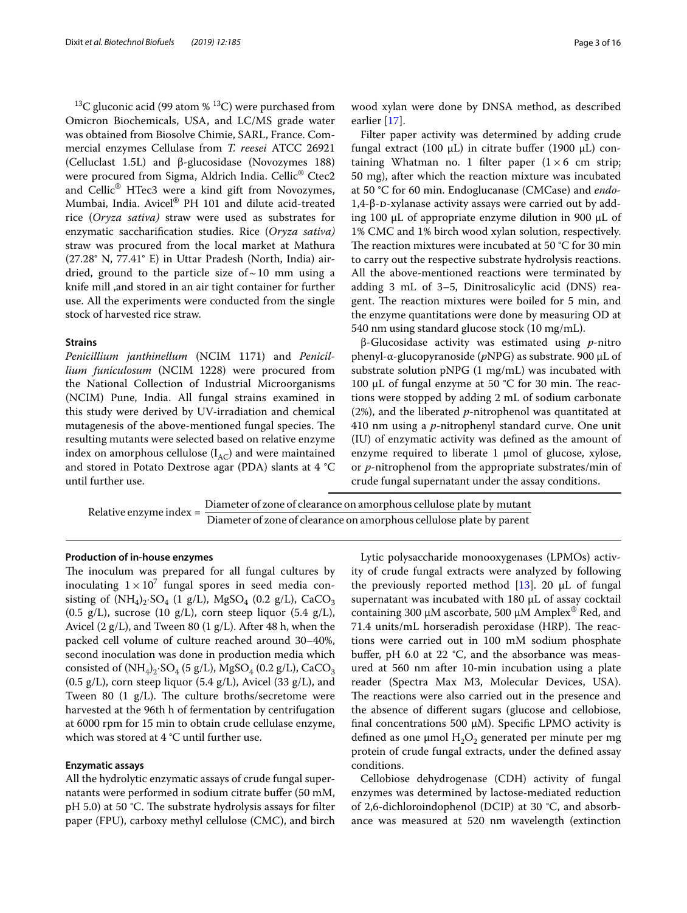$^{13}C$ gluconic acid (99 atom % $^{13}C$) were purchased from Omicron Biochemicals, USA, and LC/MS grade water was obtained from Biosolve Chimie, SARL, France. Commercial enzymes Cellulase from *T. reesei* ATCC 26921 (Celluclast 1.5L) and β-glucosidase (Novozymes 188) were procured from Sigma, Aldrich India. Cellic® Ctec2 and Cellic® HTec3 were a kind gift from Novozymes, Mumbai, India. Avicel® PH 101 and dilute acid-treated rice (*Oryza sativa)* straw were used as substrates for enzymatic saccharification studies. Rice (*Oryza sativa)* straw was procured from the local market at Mathura (27.28° N, 77.41° E) in Uttar Pradesh (North, India) air-dried, ground to the particle size of ~ 10 mm using a knife mill ,and stored in an air tight container for further use. All the experiments were conducted from the single stock of harvested rice straw.

#### Strains

*Penicillium janthinellum* (NCIM 1171) and *Penicillium funiculosum* (NCIM 1228) were procured from the National Collection of Industrial Microorganisms (NCIM) Pune, India. All fungal strains examined in this study were derived by UV-irradiation and chemical mutagenesis of the above-mentioned fungal species. The resulting mutants were selected based on relative enzyme index on amorphous cellulose ($I_{AC}$) and were maintained and stored in Potato Dextrose agar (PDA) slants at 4 °C until further use.

$$\text{Relative enzyme index} = \frac{\text{Diameter of zone of clearance on amorphous cellulose plate by mutant}}{\text{Diameter of zone of clearance on amorphous cellulose plate by parent}}$$

#### Production of in-house enzymes

The inoculum was prepared for all fungal cultures by inoculating $1 \times 10^7$ fungal spores in seed media consisting of $(NH_4)_2 \cdot SO_4$ (1 g/L), $MgSO_4$ (0.2 g/L), $CaCO_3$ (0.5 g/L), sucrose (10 g/L), corn steep liquor (5.4 g/L), Avicel (2 g/L), and Tween 80 (1 g/L). After 48 h, when the packed cell volume of culture reached around 30–40%, second inoculation was done in production media which consisted of $(NH_4)_2 \cdot SO_4$ (5 g/L), $MgSO_4$ (0.2 g/L), $CaCO_3$ (0.5 g/L), corn steep liquor (5.4 g/L), Avicel (33 g/L), and Tween 80 (1 g/L). The culture broths/secretome were harvested at the 96th h of fermentation by centrifugation at 6000 rpm for 15 min to obtain crude cellulase enzyme, which was stored at 4 °C until further use.

#### Enzymatic assays

All the hydrolytic enzymatic assays of crude fungal supernatants were performed in sodium citrate buffer (50 mM, pH 5.0) at 50 °C. The substrate hydrolysis assays for filter paper (FPU), carboxy methyl cellulose (CMC), and birch wood xylan were done by DNSA method, as described earlier [17].

Filter paper activity was determined by adding crude fungal extract (100 µL) in citrate buffer (1900 µL) containing Whatman no. 1 filter paper (1 × 6 cm strip; 50 mg), after which the reaction mixture was incubated at 50 °C for 60 min. Endoglucanase (CMCase) and *endo*-1,4-β-D-xylanase activity assays were carried out by adding 100 µL of appropriate enzyme dilution in 900 µL of 1% CMC and 1% birch wood xylan solution, respectively. The reaction mixtures were incubated at 50 °C for 30 min to carry out the respective substrate hydrolysis reactions. All the above-mentioned reactions were terminated by adding 3 mL of 3–5, Dinitrosalicylic acid (DNS) reagent. The reaction mixtures were boiled for 5 min, and the enzyme quantitations were done by measuring OD at 540 nm using standard glucose stock (10 mg/mL).

β-Glucosidase activity was estimated using *p*-nitro phenyl-α-glucopyranoside (*p*NPG) as substrate. 900 µL of substrate solution pNPG (1 mg/mL) was incubated with 100 µL of fungal enzyme at 50 °C for 30 min. The reactions were stopped by adding 2 mL of sodium carbonate (2%), and the liberated *p*-nitrophenol was quantitated at 410 nm using a *p*-nitrophenyl standard curve. One unit (IU) of enzymatic activity was defined as the amount of enzyme required to liberate 1 µmol of glucose, xylose, or *p*-nitrophenol from the appropriate substrates/min of crude fungal supernatant under the assay conditions.

Lytic polysaccharide monooxygenases (LPMOs) activity of crude fungal extracts were analyzed by following the previously reported method [13]. 20 µL of fungal supernatant was incubated with 180 µL of assay cocktail containing 300 µM ascorbate, 500 µM Amplex® Red, and 71.4 units/mL horseradish peroxidase (HRP). The reactions were carried out in 100 mM sodium phosphate buffer, pH 6.0 at 22 °C, and the absorbance was measured at 560 nm after 10-min incubation using a plate reader (Spectra Max M3, Molecular Devices, USA). The reactions were also carried out in the presence and the absence of different sugars (glucose and cellobiose, final concentrations 500 µM). Specific LPMO activity is defined as one µmol $H_2O_2$ generated per minute per mg protein of crude fungal extracts, under the defined assay conditions.

Cellobiose dehydrogenase (CDH) activity of fungal enzymes was determined by lactose-mediated reduction of 2,6-dichloroindophenol (DCIP) at 30 °C, and absorbance was measured at 520 nm wavelength (extinction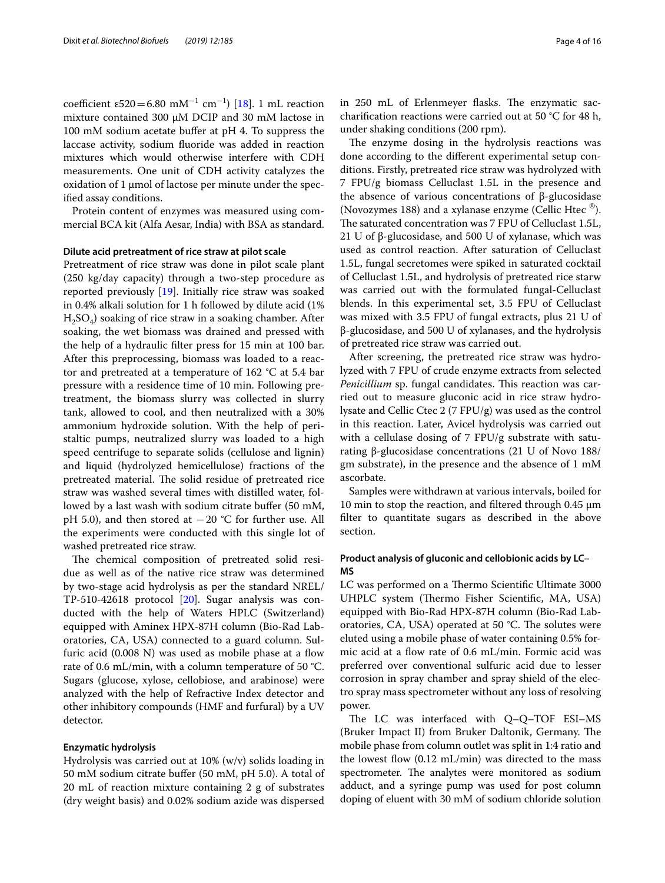coefficient ε520 = 6.80 $mM^{-1}$ $cm^{-1}$) [18]. 1 mL reaction mixture contained 300 μM DCIP and 30 mM lactose in 100 mM sodium acetate buffer at pH 4. To suppress the laccase activity, sodium fluoride was added in reaction mixtures which would otherwise interfere with CDH measurements. One unit of CDH activity catalyzes the oxidation of 1 μmol of lactose per minute under the specified assay conditions.

Protein content of enzymes was measured using commercial BCA kit (Alfa Aesar, India) with BSA as standard.

### Dilute acid pretreatment of rice straw at pilot scale

Pretreatment of rice straw was done in pilot scale plant (250 kg/day capacity) through a two-step procedure as reported previously [19]. Initially rice straw was soaked in 0.4% alkali solution for 1 h followed by dilute acid (1% $H_2SO_4$) soaking of rice straw in a soaking chamber. After soaking, the wet biomass was drained and pressed with the help of a hydraulic filter press for 15 min at 100 bar. After this preprocessing, biomass was loaded to a reactor and pretreated at a temperature of 162 °C at 5.4 bar pressure with a residence time of 10 min. Following pretreatment, the biomass slurry was collected in slurry tank, allowed to cool, and then neutralized with a 30% ammonium hydroxide solution. With the help of peristaltic pumps, neutralized slurry was loaded to a high speed centrifuge to separate solids (cellulose and lignin) and liquid (hydrolyzed hemicellulose) fractions of the pretreated material. The solid residue of pretreated rice straw was washed several times with distilled water, followed by a last wash with sodium citrate buffer (50 mM, pH 5.0), and then stored at −20 °C for further use. All the experiments were conducted with this single lot of washed pretreated rice straw.

The chemical composition of pretreated solid residue as well as of the native rice straw was determined by two-stage acid hydrolysis as per the standard NREL/TP-510-42618 protocol [20]. Sugar analysis was conducted with the help of Waters HPLC (Switzerland) equipped with Aminex HPX-87H column (Bio-Rad Laboratories, CA, USA) connected to a guard column. Sulfuric acid (0.008 N) was used as mobile phase at a flow rate of 0.6 mL/min, with a column temperature of 50 °C. Sugars (glucose, xylose, cellobiose, and arabinose) were analyzed with the help of Refractive Index detector and other inhibitory compounds (HMF and furfural) by a UV detector.

### Enzymatic hydrolysis

Hydrolysis was carried out at 10% (w/v) solids loading in 50 mM sodium citrate buffer (50 mM, pH 5.0). A total of 20 mL of reaction mixture containing 2 g of substrates (dry weight basis) and 0.02% sodium azide was dispersed in 250 mL of Erlenmeyer flasks. The enzymatic saccharification reactions were carried out at 50 °C for 48 h, under shaking conditions (200 rpm).

The enzyme dosing in the hydrolysis reactions was done according to the different experimental setup conditions. Firstly, pretreated rice straw was hydrolyzed with 7 FPU/g biomass Celluclast 1.5L in the presence and the absence of various concentrations of β-glucosidase (Novozymes 188) and a xylanase enzyme (Cellic Htec ®). The saturated concentration was 7 FPU of Celluclast 1.5L, 21 U of β-glucosidase, and 500 U of xylanase, which was used as control reaction. After saturation of Celluclast 1.5L, fungal secretomes were spiked in saturated cocktail of Celluclast 1.5L, and hydrolysis of pretreated rice starw was carried out with the formulated fungal-Celluclast blends. In this experimental set, 3.5 FPU of Celluclast was mixed with 3.5 FPU of fungal extracts, plus 21 U of β-glucosidase, and 500 U of xylanases, and the hydrolysis of pretreated rice straw was carried out.

After screening, the pretreated rice straw was hydrolyzed with 7 FPU of crude enzyme extracts from selected *Penicillium* sp. fungal candidates. This reaction was carried out to measure gluconic acid in rice straw hydrolysate and Cellic Ctec 2 (7 FPU/g) was used as the control in this reaction. Later, Avicel hydrolysis was carried out with a cellulase dosing of 7 FPU/g substrate with saturating β-glucosidase concentrations (21 U of Novo 188/gm substrate), in the presence and the absence of 1 mM ascorbate.

Samples were withdrawn at various intervals, boiled for 10 min to stop the reaction, and filtered through 0.45 μm filter to quantitate sugars as described in the above section.

### Product analysis of gluconic and cellobionic acids by LC–MS

LC was performed on a Thermo Scientific Ultimate 3000 UHPLC system (Thermo Fisher Scientific, MA, USA) equipped with Bio-Rad HPX-87H column (Bio-Rad Laboratories, CA, USA) operated at 50 °C. The solutes were eluted using a mobile phase of water containing 0.5% formic acid at a flow rate of 0.6 mL/min. Formic acid was preferred over conventional sulfuric acid due to lesser corrosion in spray chamber and spray shield of the electro spray mass spectrometer without any loss of resolving power.

The LC was interfaced with Q–Q–TOF ESI–MS (Bruker Impact II) from Bruker Daltonik, Germany. The mobile phase from column outlet was split in 1:4 ratio and the lowest flow (0.12 mL/min) was directed to the mass spectrometer. The analytes were monitored as sodium adduct, and a syringe pump was used for post column doping of eluent with 30 mM of sodium chloride solution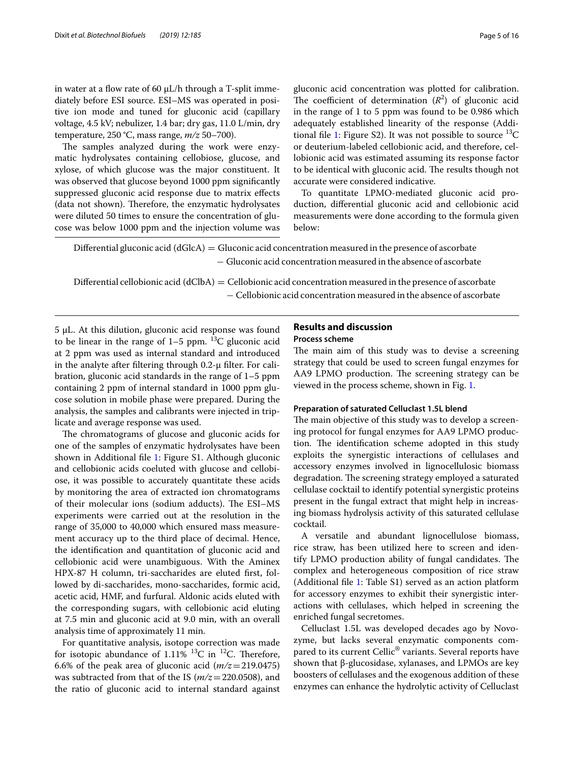in water at a flow rate of 60 µL/h through a T-split immediately before ESI source. ESI–MS was operated in positive ion mode and tuned for gluconic acid (capillary voltage, 4.5 kV; nebulizer, 1.4 bar; dry gas, 11.0 L/min, dry temperature, 250 °C, mass range, *m/z* 50–700).

The samples analyzed during the work were enzymatic hydrolysates containing cellobiose, glucose, and xylose, of which glucose was the major constituent. It was observed that glucose beyond 1000 ppm significantly suppressed gluconic acid response due to matrix effects (data not shown). Therefore, the enzymatic hydrolysates were diluted 50 times to ensure the concentration of glucose was below 1000 ppm and the injection volume was 5 µL. At this dilution, gluconic acid response was found to be linear in the range of 1–5 ppm. $^{13}$C gluconic acid at 2 ppm was used as internal standard and introduced in the analyte after filtering through 0.2-µ filter. For calibration, gluconic acid standards in the range of 1–5 ppm containing 2 ppm of internal standard in 1000 ppm glucose solution in mobile phase were prepared. During the analysis, the samples and calibrants were injected in triplicate and average response was used.

The chromatograms of glucose and gluconic acids for one of the samples of enzymatic hydrolysates have been shown in Additional file 1: Figure S1. Although gluconic and cellobionic acids coeluted with glucose and cellobiose, it was possible to accurately quantitate these acids by monitoring the area of extracted ion chromatograms of their molecular ions (sodium adducts). The ESI–MS experiments were carried out at the resolution in the range of 35,000 to 40,000 which ensured mass measurement accuracy up to the third place of decimal. Hence, the identification and quantitation of gluconic acid and cellobionic acid were unambiguous. With the Aminex HPX-87 H column, tri-saccharides are eluted first, followed by di-saccharides, mono-saccharides, formic acid, acetic acid, HMF, and furfural. Aldonic acids eluted with the corresponding sugars, with cellobionic acid eluting at 7.5 min and gluconic acid at 9.0 min, with an overall analysis time of approximately 11 min.

For quantitative analysis, isotope correction was made for isotopic abundance of 1.11% $^{13}$C in $^{12}$C. Therefore, 6.6% of the peak area of gluconic acid (*m/z* = 219.0475) was subtracted from that of the IS (*m/z* = 220.0508), and the ratio of gluconic acid to internal standard against gluconic acid concentration was plotted for calibration. The coefficient of determination ($R^2$) of gluconic acid in the range of 1 to 5 ppm was found to be 0.986 which adequately established linearity of the response (Additional file 1: Figure S2). It was not possible to source $^{13}$C or deuterium-labeled cellobionic acid, and therefore, cellobionic acid was estimated assuming its response factor to be identical with gluconic acid. The results though not accurate were considered indicative.

To quantitate LPMO-mediated gluconic acid production, differential gluconic acid and cellobionic acid measurements were done according to the formula given below:

$$\text{Differential gluconic acid (dGlcA)} = \text{Gluconic acid concentration measured in the presence of ascorbate} - \text{Gluconic acid concentration measured in the absence of ascorbate}$$

$$\text{Differential cellobionic acid (dClbA)} = \text{Cellobionic acid concentration measured in the presence of ascorbate} - \text{Cellobionic acid concentration measured in the absence of ascorbate}$$

## Results and discussion

### Process scheme

The main aim of this study was to devise a screening strategy that could be used to screen fungal enzymes for AA9 LPMO production. The screening strategy can be viewed in the process scheme, shown in Fig. 1.

### Preparation of saturated Celluclast 1.5L blend

The main objective of this study was to develop a screening protocol for fungal enzymes for AA9 LPMO production. The identification scheme adopted in this study exploits the synergistic interactions of cellulases and accessory enzymes involved in lignocellulosic biomass degradation. The screening strategy employed a saturated cellulase cocktail to identify potential synergistic proteins present in the fungal extract that might help in increasing biomass hydrolysis activity of this saturated cellulase cocktail.

A versatile and abundant lignocellulose biomass, rice straw, has been utilized here to screen and identify LPMO production ability of fungal candidates. The complex and heterogeneous composition of rice straw (Additional file 1: Table S1) served as an action platform for accessory enzymes to exhibit their synergistic interactions with cellulases, which helped in screening the enriched fungal secretomes.

Celluclast 1.5L was developed decades ago by Novozyme, but lacks several enzymatic components compared to its current Cellic® variants. Several reports have shown that β-glucosidase, xylanases, and LPMOs are key boosters of cellulases and the exogenous addition of these enzymes can enhance the hydrolytic activity of Celluclast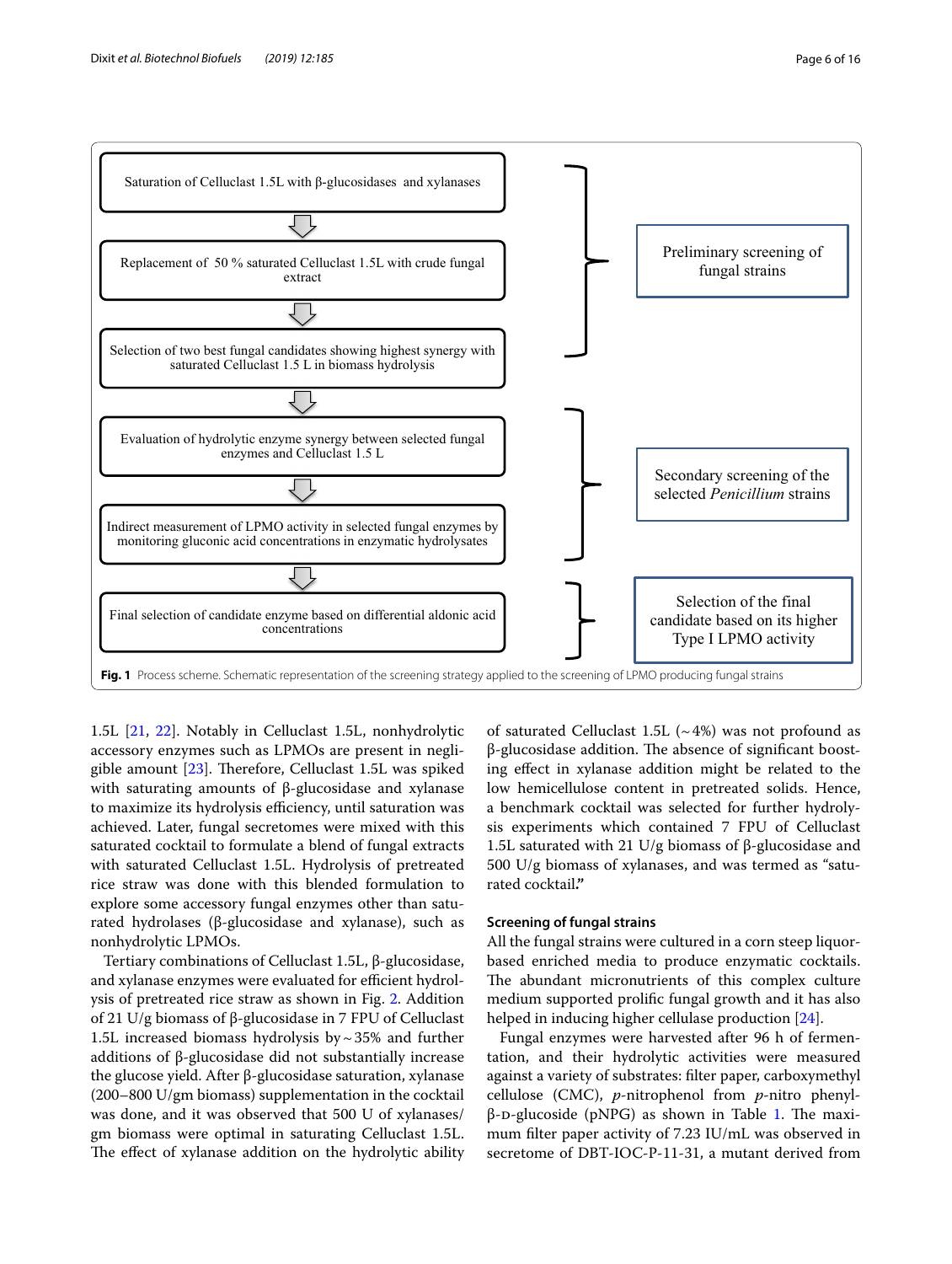Saturation of Celluclast 1.5L with β-glucosidases and xylanases

Replacement of 50 % saturated Celluclast 1.5L with crude fungal extract

Selection of two best fungal candidates showing highest synergy with saturated Celluclast 1.5 L in biomass hydrolysis

Evaluation of hydrolytic enzyme synergy between selected fungal enzymes and Celluclast 1.5 L

Indirect measurement of LPMO activity in selected fungal enzymes by monitoring gluconic acid concentrations in enzymatic hydrolysates

Final selection of candidate enzyme based on differential aldonic acid concentrations

Preliminary screening of fungal strains

Secondary screening of the selected *Penicillium* strains

Selection of the final candidate based on its higher Type I LPMO activity

**Fig. 1** Process scheme. Schematic representation of the screening strategy applied to the screening of LPMO producing fungal strains

1.5L [21, 22]. Notably in Celluclast 1.5L, nonhydrolytic accessory enzymes such as LPMOs are present in negligible amount [23]. Therefore, Celluclast 1.5L was spiked with saturating amounts of β-glucosidase and xylanase to maximize its hydrolysis efficiency, until saturation was achieved. Later, fungal secretomes were mixed with this saturated cocktail to formulate a blend of fungal extracts with saturated Celluclast 1.5L. Hydrolysis of pretreated rice straw was done with this blended formulation to explore some accessory fungal enzymes other than saturated hydrolases (β-glucosidase and xylanase), such as nonhydrolytic LPMOs.

Tertiary combinations of Celluclast 1.5L, β-glucosidase, and xylanase enzymes were evaluated for efficient hydrolysis of pretreated rice straw as shown in Fig. 2. Addition of 21 U/g biomass of β-glucosidase in 7 FPU of Celluclast 1.5L increased biomass hydrolysis by ~35% and further additions of β-glucosidase did not substantially increase the glucose yield. After β-glucosidase saturation, xylanase (200–800 U/gm biomass) supplementation in the cocktail was done, and it was observed that 500 U of xylanases/gm biomass were optimal in saturating Celluclast 1.5L. The effect of xylanase addition on the hydrolytic ability of saturated Celluclast 1.5L (~4%) was not profound as β-glucosidase addition. The absence of significant boosting effect in xylanase addition might be related to the low hemicellulose content in pretreated solids. Hence, a benchmark cocktail was selected for further hydrolysis experiments which contained 7 FPU of Celluclast 1.5L saturated with 21 U/g biomass of β-glucosidase and 500 U/g biomass of xylanases, and was termed as "saturated cocktail."

## Screening of fungal strains

All the fungal strains were cultured in a corn steep liquor-based enriched media to produce enzymatic cocktails. The abundant micronutrients of this complex culture medium supported prolific fungal growth and it has also helped in inducing higher cellulase production [24].

Fungal enzymes were harvested after 96 h of fermentation, and their hydrolytic activities were measured against a variety of substrates: filter paper, carboxymethyl cellulose (CMC), *p*-nitrophenol from *p*-nitro phenyl-β-D-glucoside (pNPG) as shown in Table 1. The maximum filter paper activity of 7.23 IU/mL was observed in secretome of DBT-IOC-P-11-31, a mutant derived from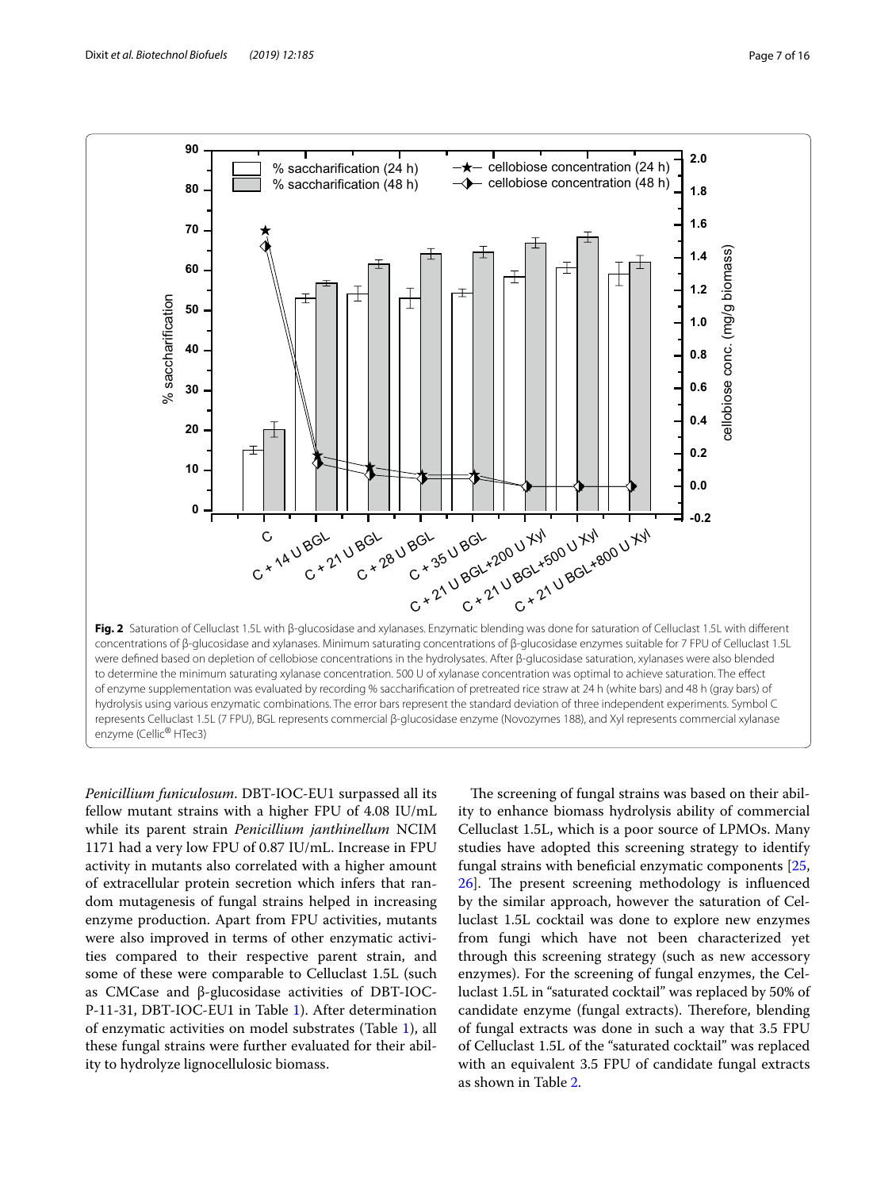**Fig. 2** Saturation of Celluclast 1.5L with β-glucosidase and xylanases. Enzymatic blending was done for saturation of Celluclast 1.5L with different concentrations of β-glucosidase and xylanases. Minimum saturating concentrations of β-glucosidase enzymes suitable for 7 FPU of Celluclast 1.5L were defined based on depletion of cellobiose concentrations in the hydrolysates. After β-glucosidase saturation, xylanases were also blended to determine the minimum saturating xylanase concentration. 500 U of xylanase concentration was optimal to achieve saturation. The effect of enzyme supplementation was evaluated by recording % saccharification of pretreated rice straw at 24 h (white bars) and 48 h (gray bars) of hydrolysis using various enzymatic combinations. The error bars represent the standard deviation of three independent experiments. Symbol C represents Celluclast 1.5L (7 FPU), BGL represents commercial β-glucosidase enzyme (Novozymes 188), and Xyl represents commercial xylanase enzyme (Cellic® HTec3)

*Penicillium funiculosum*. DBT-IOC-EU1 surpassed all its fellow mutant strains with a higher FPU of 4.08 IU/mL while its parent strain *Penicillium janthinellum* NCIM 1171 had a very low FPU of 0.87 IU/mL. Increase in FPU activity in mutants also correlated with a higher amount of extracellular protein secretion which infers that random mutagenesis of fungal strains helped in increasing enzyme production. Apart from FPU activities, mutants were also improved in terms of other enzymatic activities compared to their respective parent strain, and some of these were comparable to Celluclast 1.5L (such as CMCase and β-glucosidase activities of DBT-IOC-P-11-31, DBT-IOC-EU1 in Table 1). After determination of enzymatic activities on model substrates (Table 1), all these fungal strains were further evaluated for their ability to hydrolyze lignocellulosic biomass.

The screening of fungal strains was based on their ability to enhance biomass hydrolysis ability of commercial Celluclast 1.5L, which is a poor source of LPMOs. Many studies have adopted this screening strategy to identify fungal strains with beneficial enzymatic components [25, 26]. The present screening methodology is influenced by the similar approach, however the saturation of Celluclast 1.5L cocktail was done to explore new enzymes from fungi which have not been characterized yet through this screening strategy (such as new accessory enzymes). For the screening of fungal enzymes, the Celluclast 1.5L in "saturated cocktail" was replaced by 50% of candidate enzyme (fungal extracts). Therefore, blending of fungal extracts was done in such a way that 3.5 FPU of Celluclast 1.5L of the "saturated cocktail" was replaced with an equivalent 3.5 FPU of candidate fungal extracts as shown in Table 2.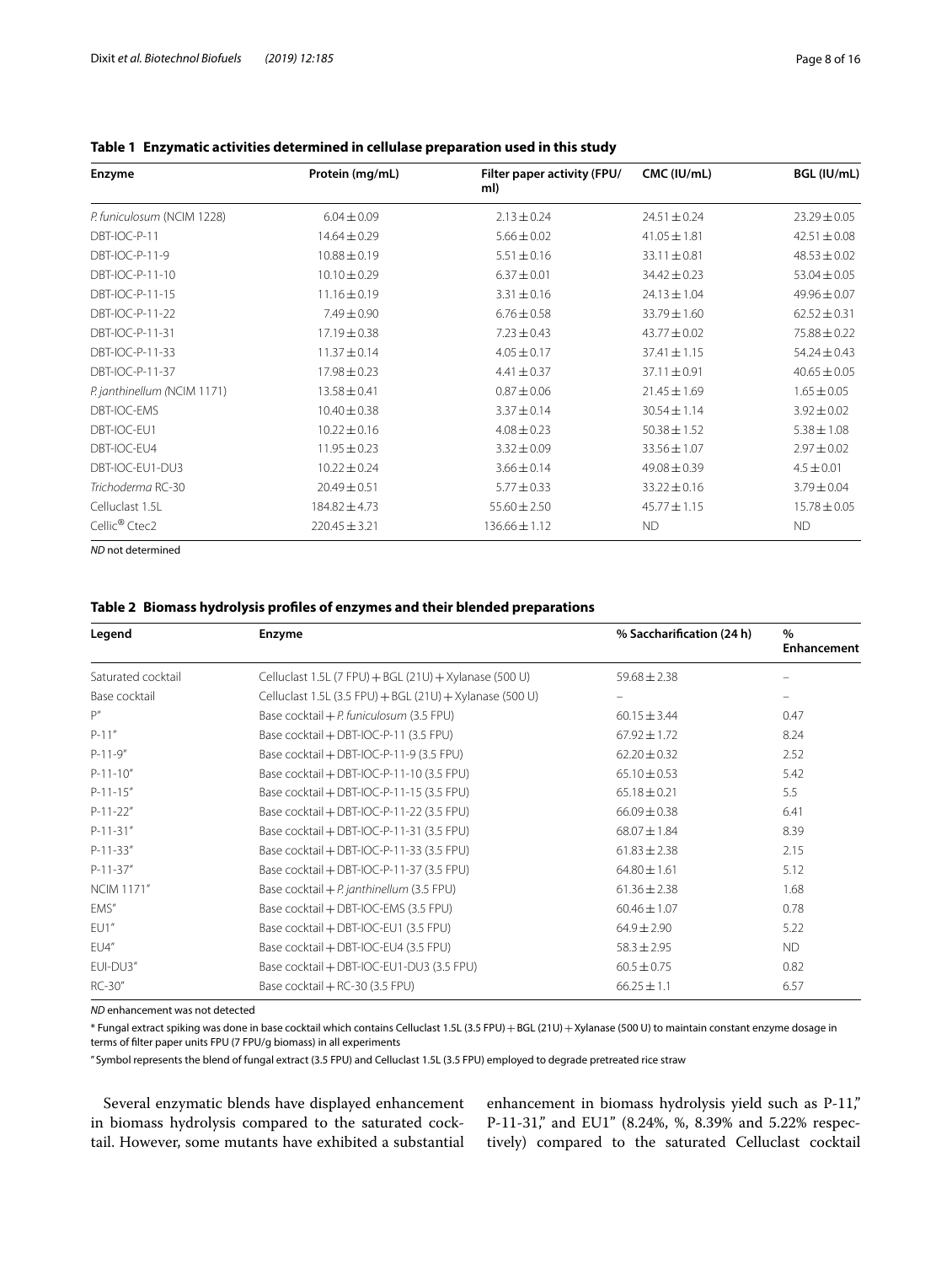**Table 1 Enzymatic activities determined in cellulase preparation used in this study**

| Enzyme | Protein (mg/mL) | Filter paper activity (FPU/ml) | CMC (IU/mL) | BGL (IU/mL) |
|---|---|---|---|---|
| *P. funiculosum* (NCIM 1228) | 6.04 ± 0.09 | 2.13 ± 0.24 | 24.51 ± 0.24 | 23.29 ± 0.05 |
| DBT-IOC-P-11 | 14.64 ± 0.29 | 5.66 ± 0.02 | 41.05 ± 1.81 | 42.51 ± 0.08 |
| DBT-IOC-P-11-9 | 10.88 ± 0.19 | 5.51 ± 0.16 | 33.11 ± 0.81 | 48.53 ± 0.02 |
| DBT-IOC-P-11-10 | 10.10 ± 0.29 | 6.37 ± 0.01 | 34.42 ± 0.23 | 53.04 ± 0.05 |
| DBT-IOC-P-11-15 | 11.16 ± 0.19 | 3.31 ± 0.16 | 24.13 ± 1.04 | 49.96 ± 0.07 |
| DBT-IOC-P-11-22 | 7.49 ± 0.90 | 6.76 ± 0.58 | 33.79 ± 1.60 | 62.52 ± 0.31 |
| DBT-IOC-P-11-31 | 17.19 ± 0.38 | 7.23 ± 0.43 | 43.77 ± 0.02 | 75.88 ± 0.22 |
| DBT-IOC-P-11-33 | 11.37 ± 0.14 | 4.05 ± 0.17 | 37.41 ± 1.15 | 54.24 ± 0.43 |
| DBT-IOC-P-11-37 | 17.98 ± 0.23 | 4.41 ± 0.37 | 37.11 ± 0.91 | 40.65 ± 0.05 |
| *P. janthinellum (*NCIM 1171) | 13.58 ± 0.41 | 0.87 ± 0.06 | 21.45 ± 1.69 | 1.65 ± 0.05 |
| DBT-IOC-EMS | 10.40 ± 0.38 | 3.37 ± 0.14 | 30.54 ± 1.14 | 3.92 ± 0.02 |
| DBT-IOC-EU1 | 10.22 ± 0.16 | 4.08 ± 0.23 | 50.38 ± 1.52 | 5.38 ± 1.08 |
| DBT-IOC-EU4 | 11.95 ± 0.23 | 3.32 ± 0.09 | 33.56 ± 1.07 | 2.97 ± 0.02 |
| DBT-IOC-EU1-DU3 | 10.22 ± 0.24 | 3.66 ± 0.14 | 49.08 ± 0.39 | 4.5 ± 0.01 |
| *Trichoderma* RC-30 | 20.49 ± 0.51 | 5.77 ± 0.33 | 33.22 ± 0.16 | 3.79 ± 0.04 |
| Celluclast 1.5L | 184.82 ± 4.73 | 55.60 ± 2.50 | 45.77 ± 1.15 | 15.78 ± 0.05 |
| Cellic® Ctec2 | 220.45 ± 3.21 | 136.66 ± 1.12 | ND | ND |

*ND* not determined

**Table 2 Biomass hydrolysis profiles of enzymes and their blended preparations**

| Legend | Enzyme | % Saccharification (24 h) | % Enhancement |
|---|---|---|---|
| Saturated cocktail | Celluclast 1.5L (7 FPU) + BGL (21U) + Xylanase (500 U) | 59.68 ± 2.38 | – |
| Base cocktail | Celluclast 1.5L (3.5 FPU) + BGL (21U) + Xylanase (500 U) | – | – |
| P″ | Base cocktail + *P. funiculosum* (3.5 FPU) | 60.15 ± 3.44 | 0.47 |
| P-11″ | Base cocktail + DBT-IOC-P-11 (3.5 FPU) | 67.92 ± 1.72 | 8.24 |
| P-11-9″ | Base cocktail + DBT-IOC-P-11-9 (3.5 FPU) | 62.20 ± 0.32 | 2.52 |
| P-11-10″ | Base cocktail + DBT-IOC-P-11-10 (3.5 FPU) | 65.10 ± 0.53 | 5.42 |
| P-11-15″ | Base cocktail + DBT-IOC-P-11-15 (3.5 FPU) | 65.18 ± 0.21 | 5.5 |
| P-11-22″ | Base cocktail + DBT-IOC-P-11-22 (3.5 FPU) | 66.09 ± 0.38 | 6.41 |
| P-11-31″ | Base cocktail + DBT-IOC-P-11-31 (3.5 FPU) | 68.07 ± 1.84 | 8.39 |
| P-11-33″ | Base cocktail + DBT-IOC-P-11-33 (3.5 FPU) | 61.83 ± 2.38 | 2.15 |
| P-11-37″ | Base cocktail + DBT-IOC-P-11-37 (3.5 FPU) | 64.80 ± 1.61 | 5.12 |
| NCIM 1171″ | Base cocktail + *P. janthinellum* (3.5 FPU) | 61.36 ± 2.38 | 1.68 |
| EMS″ | Base cocktail + DBT-IOC-EMS (3.5 FPU) | 60.46 ± 1.07 | 0.78 |
| EU1″ | Base cocktail + DBT-IOC-EU1 (3.5 FPU) | 64.9 ± 2.90 | 5.22 |
| EU4″ | Base cocktail + DBT-IOC-EU4 (3.5 FPU) | 58.3 ± 2.95 | ND |
| EUI-DU3″ | Base cocktail + DBT-IOC-EU1-DU3 (3.5 FPU) | 60.5 ± 0.75 | 0.82 |
| RC-30″ | Base cocktail + RC-30 (3.5 FPU) | 66.25 ± 1.1 | 6.57 |

*ND* enhancement was not detected

* Fungal extract spiking was done in base cocktail which contains Celluclast 1.5L (3.5 FPU) + BGL (21U) + Xylanase (500 U) to maintain constant enzyme dosage in terms of filter paper units FPU (7 FPU/g biomass) in all experiments

″ Symbol represents the blend of fungal extract (3.5 FPU) and Celluclast 1.5L (3.5 FPU) employed to degrade pretreated rice straw

Several enzymatic blends have displayed enhancement in biomass hydrolysis compared to the saturated cocktail. However, some mutants have exhibited a substantial enhancement in biomass hydrolysis yield such as P-11," P-11-31," and EU1" (8.24%, %, 8.39% and 5.22% respectively) compared to the saturated Celluclast cocktail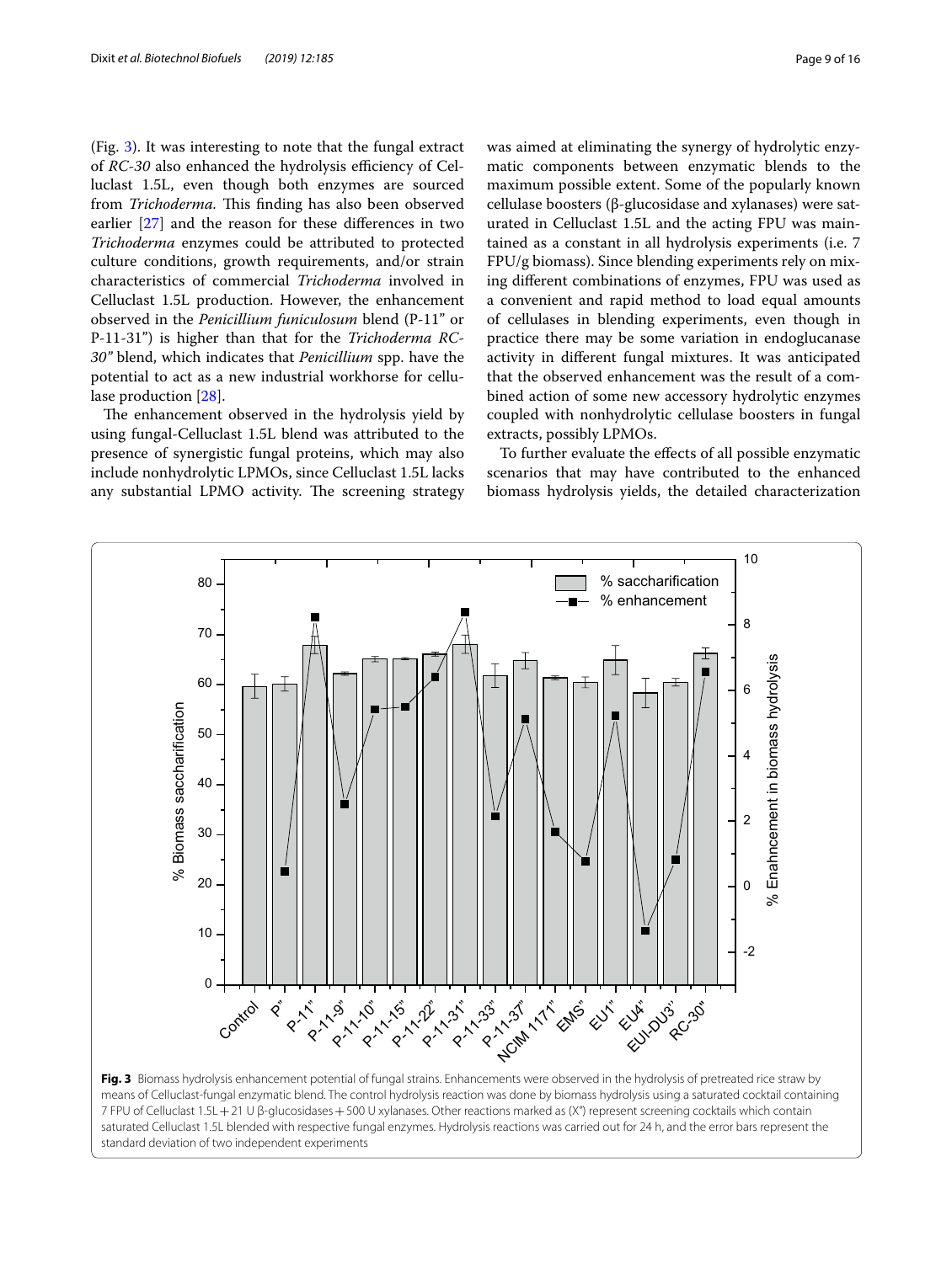(Fig. 3). It was interesting to note that the fungal extract of *RC-30* also enhanced the hydrolysis efficiency of Celluclast 1.5L, even though both enzymes are sourced from *Trichoderma.* This finding has also been observed earlier [27] and the reason for these differences in two *Trichoderma* enzymes could be attributed to protected culture conditions, growth requirements, and/or strain characteristics of commercial *Trichoderma* involved in Celluclast 1.5L production. However, the enhancement observed in the *Penicillium funiculosum* blend (P-11" or P-11-31") is higher than that for the *Trichoderma RC-30"* blend, which indicates that *Penicillium* spp. have the potential to act as a new industrial workhorse for cellulase production [28].

The enhancement observed in the hydrolysis yield by using fungal-Celluclast 1.5L blend was attributed to the presence of synergistic fungal proteins, which may also include nonhydrolytic LPMOs, since Celluclast 1.5L lacks any substantial LPMO activity. The screening strategy was aimed at eliminating the synergy of hydrolytic enzymatic components between enzymatic blends to the maximum possible extent. Some of the popularly known cellulase boosters (β-glucosidase and xylanases) were saturated in Celluclast 1.5L and the acting FPU was maintained as a constant in all hydrolysis experiments (i.e. 7 FPU/g biomass). Since blending experiments rely on mixing different combinations of enzymes, FPU was used as a convenient and rapid method to load equal amounts of cellulases in blending experiments, even though in practice there may be some variation in endoglucanase activity in different fungal mixtures. It was anticipated that the observed enhancement was the result of a combined action of some new accessory hydrolytic enzymes coupled with nonhydrolytic cellulase boosters in fungal extracts, possibly LPMOs.

To further evaluate the effects of all possible enzymatic scenarios that may have contributed to the enhanced biomass hydrolysis yields, the detailed characterization

**Fig. 3** Biomass hydrolysis enhancement potential of fungal strains. Enhancements were observed in the hydrolysis of pretreated rice straw by means of Celluclast-fungal enzymatic blend. The control hydrolysis reaction was done by biomass hydrolysis using a saturated cocktail containing 7 FPU of Celluclast 1.5L + 21 U β-glucosidases + 500 U xylanases. Other reactions marked as (X") represent screening cocktails which contain saturated Celluclast 1.5L blended with respective fungal enzymes. Hydrolysis reactions was carried out for 24 h, and the error bars represent the standard deviation of two independent experiments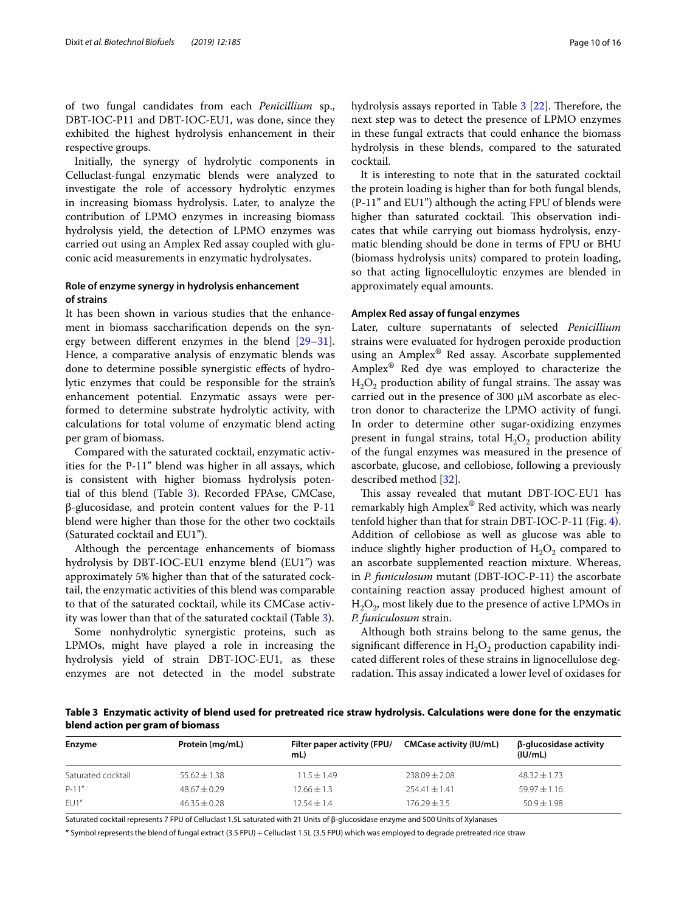of two fungal candidates from each *Penicillium* sp., DBT-IOC-P11 and DBT-IOC-EU1, was done, since they exhibited the highest hydrolysis enhancement in their respective groups.

Initially, the synergy of hydrolytic components in Celluclast-fungal enzymatic blends were analyzed to investigate the role of accessory hydrolytic enzymes in increasing biomass hydrolysis. Later, to analyze the contribution of LPMO enzymes in increasing biomass hydrolysis yield, the detection of LPMO enzymes was carried out using an Amplex Red assay coupled with gluconic acid measurements in enzymatic hydrolysates.

### Role of enzyme synergy in hydrolysis enhancement of strains

It has been shown in various studies that the enhancement in biomass saccharification depends on the synergy between different enzymes in the blend [29–31]. Hence, a comparative analysis of enzymatic blends was done to determine possible synergistic effects of hydrolytic enzymes that could be responsible for the strain's enhancement potential. Enzymatic assays were performed to determine substrate hydrolytic activity, with calculations for total volume of enzymatic blend acting per gram of biomass.

Compared with the saturated cocktail, enzymatic activities for the P-11" blend was higher in all assays, which is consistent with higher biomass hydrolysis potential of this blend (Table 3). Recorded FPAse, CMCase, β-glucosidase, and protein content values for the P-11 blend were higher than those for the other two cocktails (Saturated cocktail and EU1").

Although the percentage enhancements of biomass hydrolysis by DBT-IOC-EU1 enzyme blend (EU1") was approximately 5% higher than that of the saturated cocktail, the enzymatic activities of this blend was comparable to that of the saturated cocktail, while its CMCase activity was lower than that of the saturated cocktail (Table 3).

Some nonhydrolytic synergistic proteins, such as LPMOs, might have played a role in increasing the hydrolysis yield of strain DBT-IOC-EU1, as these enzymes are not detected in the model substrate hydrolysis assays reported in Table 3 [22]. Therefore, the next step was to detect the presence of LPMO enzymes in these fungal extracts that could enhance the biomass hydrolysis in these blends, compared to the saturated cocktail.

It is interesting to note that in the saturated cocktail the protein loading is higher than for both fungal blends, (P-11" and EU1") although the acting FPU of blends were higher than saturated cocktail. This observation indicates that while carrying out biomass hydrolysis, enzymatic blending should be done in terms of FPU or BHU (biomass hydrolysis units) compared to protein loading, so that acting lignocelluloytic enzymes are blended in approximately equal amounts.

### Amplex Red assay of fungal enzymes

Later, culture supernatants of selected *Penicillium* strains were evaluated for hydrogen peroxide production using an Amplex® Red assay. Ascorbate supplemented Amplex® Red dye was employed to characterize the $H_2O_2$ production ability of fungal strains. The assay was carried out in the presence of 300 µM ascorbate as electron donor to characterize the LPMO activity of fungi. In order to determine other sugar-oxidizing enzymes present in fungal strains, total $H_2O_2$ production ability of the fungal enzymes was measured in the presence of ascorbate, glucose, and cellobiose, following a previously described method [32].

This assay revealed that mutant DBT-IOC-EU1 has remarkably high Amplex® Red activity, which was nearly tenfold higher than that for strain DBT-IOC-P-11 (Fig. 4). Addition of cellobiose as well as glucose was able to induce slightly higher production of $H_2O_2$ compared to an ascorbate supplemented reaction mixture. Whereas, in *P. funiculosum* mutant (DBT-IOC-P-11) the ascorbate containing reaction assay produced highest amount of $H_2O_2$, most likely due to the presence of active LPMOs in *P. funiculosum* strain.

Although both strains belong to the same genus, the significant difference in $H_2O_2$ production capability indicated different roles of these strains in lignocellulose degradation. This assay indicated a lower level of oxidases for

**Table 3 Enzymatic activity of blend used for pretreated rice straw hydrolysis. Calculations were done for the enzymatic blend action per gram of biomass**

| Enzyme | Protein (mg/mL) | Filter paper activity (FPU/mL) | CMCase activity (IU/mL) | β-glucosidase activity (IU/mL) |
|---|---|---|---|---|
| Saturated cocktail | 55.62 ± 1.38 | 11.5 ± 1.49 | 238.09 ± 2.08 | 48.32 ± 1.73 |
| P-11" | 48.67 ± 0.29 | 12.66 ± 1.3 | 254.41 ± 1.41 | 59.97 ± 1.16 |
| EU1" | 46.35 ± 0.28 | 12.54 ± 1.4 | 176.29 ± 3.5 | 50.9 ± 1.98 |

Saturated cocktail represents 7 FPU of Celluclast 1.5L saturated with 21 Units of β-glucosidase enzyme and 500 Units of Xylanases

**"** Symbol represents the blend of fungal extract (3.5 FPU) + Celluclast 1.5L (3.5 FPU) which was employed to degrade pretreated rice straw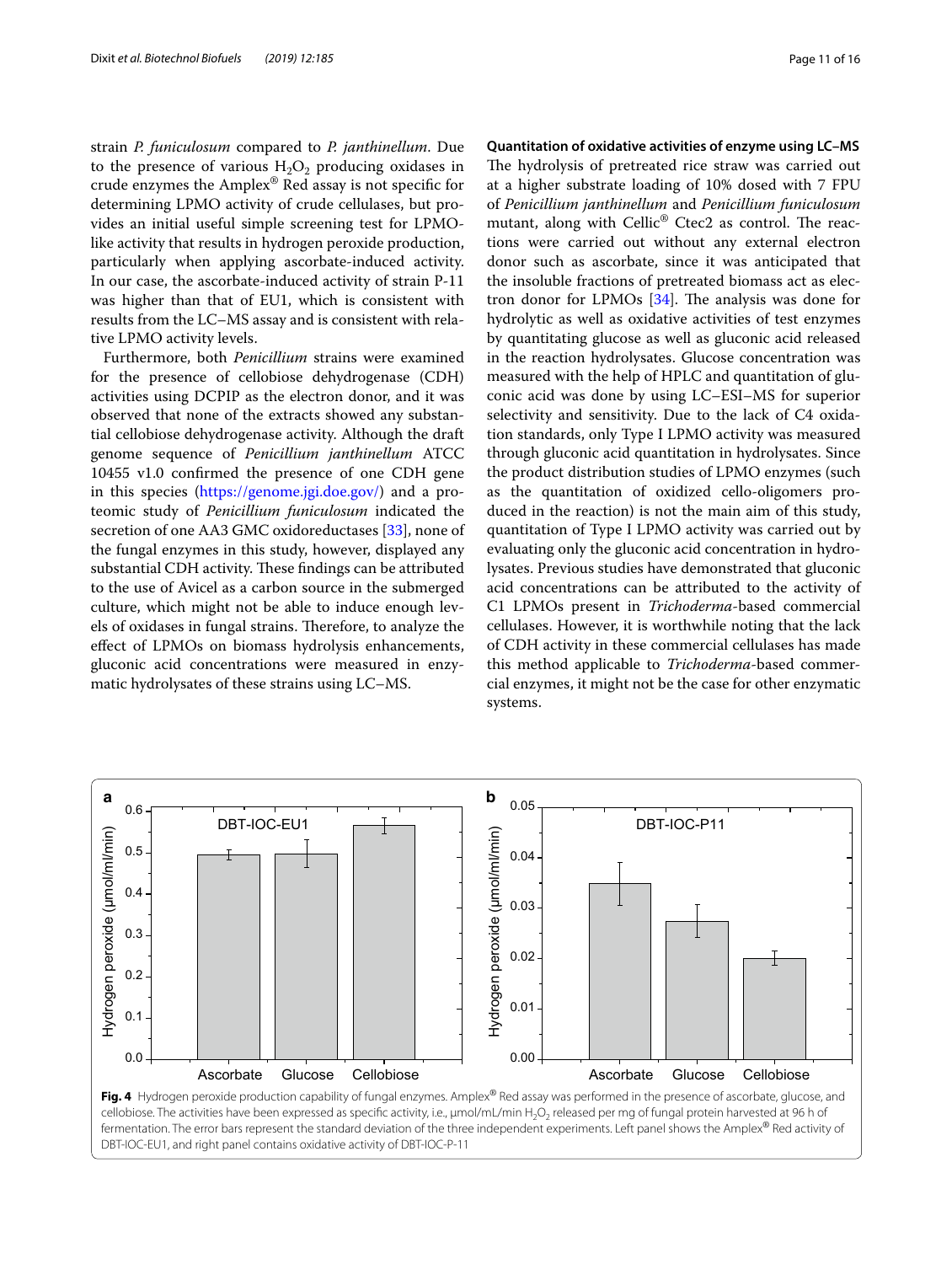strain *P. funiculosum* compared to *P. janthinellum*. Due to the presence of various $H_2O_2$ producing oxidases in crude enzymes the Amplex® Red assay is not specific for determining LPMO activity of crude cellulases, but provides an initial useful simple screening test for LPMO-like activity that results in hydrogen peroxide production, particularly when applying ascorbate-induced activity. In our case, the ascorbate-induced activity of strain P-11 was higher than that of EU1, which is consistent with results from the LC–MS assay and is consistent with relative LPMO activity levels.

Furthermore, both *Penicillium* strains were examined for the presence of cellobiose dehydrogenase (CDH) activities using DCPIP as the electron donor, and it was observed that none of the extracts showed any substantial cellobiose dehydrogenase activity. Although the draft genome sequence of *Penicillium janthinellum* ATCC 10455 v1.0 confirmed the presence of one CDH gene in this species (https://genome.jgi.doe.gov/) and a proteomic study of *Penicillium funiculosum* indicated the secretion of one AA3 GMC oxidoreductases [33], none of the fungal enzymes in this study, however, displayed any substantial CDH activity. These findings can be attributed to the use of Avicel as a carbon source in the submerged culture, which might not be able to induce enough levels of oxidases in fungal strains. Therefore, to analyze the effect of LPMOs on biomass hydrolysis enhancements, gluconic acid concentrations were measured in enzymatic hydrolysates of these strains using LC–MS.

### Quantitation of oxidative activities of enzyme using LC–MS

The hydrolysis of pretreated rice straw was carried out at a higher substrate loading of 10% dosed with 7 FPU of *Penicillium janthinellum* and *Penicillium funiculosum* mutant, along with Cellic® Ctec2 as control. The reactions were carried out without any external electron donor such as ascorbate, since it was anticipated that the insoluble fractions of pretreated biomass act as electron donor for LPMOs [34]. The analysis was done for hydrolytic as well as oxidative activities of test enzymes by quantitating glucose as well as gluconic acid released in the reaction hydrolysates. Glucose concentration was measured with the help of HPLC and quantitation of gluconic acid was done by using LC–ESI–MS for superior selectivity and sensitivity. Due to the lack of C4 oxidation standards, only Type I LPMO activity was measured through gluconic acid quantitation in hydrolysates. Since the product distribution studies of LPMO enzymes (such as the quantitation of oxidized cello-oligomers produced in the reaction) is not the main aim of this study, quantitation of Type I LPMO activity was carried out by evaluating only the gluconic acid concentration in hydrolysates. Previous studies have demonstrated that gluconic acid concentrations can be attributed to the activity of C1 LPMOs present in *Trichoderma*-based commercial cellulases. However, it is worthwhile noting that the lack of CDH activity in these commercial cellulases has made this method applicable to *Trichoderma*-based commercial enzymes, it might not be the case for other enzymatic systems.

**Fig. 4** Hydrogen peroxide production capability of fungal enzymes. Amplex® Red assay was performed in the presence of ascorbate, glucose, and cellobiose. The activities have been expressed as specific activity, i.e., µmol/mL/min $H_2O_2$ released per mg of fungal protein harvested at 96 h of fermentation. The error bars represent the standard deviation of the three independent experiments. Left panel shows the Amplex® Red activity of DBT-IOC-EU1, and right panel contains oxidative activity of DBT-IOC-P-11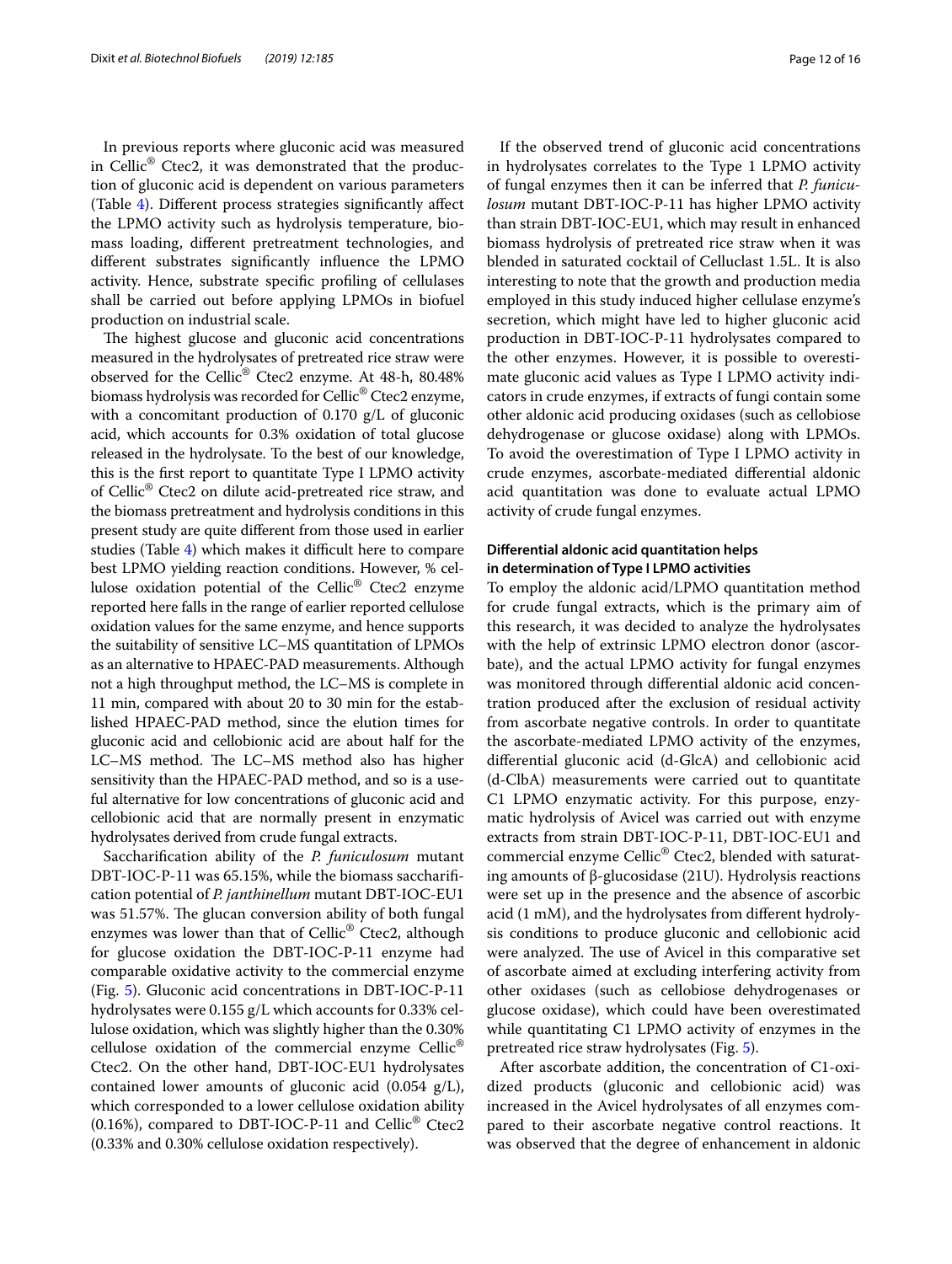In previous reports where gluconic acid was measured in Cellic® Ctec2, it was demonstrated that the production of gluconic acid is dependent on various parameters (Table 4). Different process strategies significantly affect the LPMO activity such as hydrolysis temperature, biomass loading, different pretreatment technologies, and different substrates significantly influence the LPMO activity. Hence, substrate specific profiling of cellulases shall be carried out before applying LPMOs in biofuel production on industrial scale.

The highest glucose and gluconic acid concentrations measured in the hydrolysates of pretreated rice straw were observed for the Cellic® Ctec2 enzyme. At 48-h, 80.48% biomass hydrolysis was recorded for Cellic® Ctec2 enzyme, with a concomitant production of 0.170 g/L of gluconic acid, which accounts for 0.3% oxidation of total glucose released in the hydrolysate. To the best of our knowledge, this is the first report to quantitate Type I LPMO activity of Cellic® Ctec2 on dilute acid-pretreated rice straw, and the biomass pretreatment and hydrolysis conditions in this present study are quite different from those used in earlier studies (Table 4) which makes it difficult here to compare best LPMO yielding reaction conditions. However, % cellulose oxidation potential of the Cellic® Ctec2 enzyme reported here falls in the range of earlier reported cellulose oxidation values for the same enzyme, and hence supports the suitability of sensitive LC–MS quantitation of LPMOs as an alternative to HPAEC-PAD measurements. Although not a high throughput method, the LC–MS is complete in 11 min, compared with about 20 to 30 min for the established HPAEC-PAD method, since the elution times for gluconic acid and cellobionic acid are about half for the LC–MS method. The LC–MS method also has higher sensitivity than the HPAEC-PAD method, and so is a useful alternative for low concentrations of gluconic acid and cellobionic acid that are normally present in enzymatic hydrolysates derived from crude fungal extracts.

Saccharification ability of the *P. funiculosum* mutant DBT-IOC-P-11 was 65.15%, while the biomass saccharification potential of *P. janthinellum* mutant DBT-IOC-EU1 was 51.57%. The glucan conversion ability of both fungal enzymes was lower than that of Cellic® Ctec2, although for glucose oxidation the DBT-IOC-P-11 enzyme had comparable oxidative activity to the commercial enzyme (Fig. 5). Gluconic acid concentrations in DBT-IOC-P-11 hydrolysates were 0.155 g/L which accounts for 0.33% cellulose oxidation, which was slightly higher than the 0.30% cellulose oxidation of the commercial enzyme Cellic® Ctec2. On the other hand, DBT-IOC-EU1 hydrolysates contained lower amounts of gluconic acid (0.054 g/L), which corresponded to a lower cellulose oxidation ability (0.16%), compared to DBT-IOC-P-11 and Cellic® Ctec2 (0.33% and 0.30% cellulose oxidation respectively).

If the observed trend of gluconic acid concentrations in hydrolysates correlates to the Type 1 LPMO activity of fungal enzymes then it can be inferred that *P. funiculosum* mutant DBT-IOC-P-11 has higher LPMO activity than strain DBT-IOC-EU1, which may result in enhanced biomass hydrolysis of pretreated rice straw when it was blended in saturated cocktail of Celluclast 1.5L. It is also interesting to note that the growth and production media employed in this study induced higher cellulase enzyme's secretion, which might have led to higher gluconic acid production in DBT-IOC-P-11 hydrolysates compared to the other enzymes. However, it is possible to overestimate gluconic acid values as Type I LPMO activity indicators in crude enzymes, if extracts of fungi contain some other aldonic acid producing oxidases (such as cellobiose dehydrogenase or glucose oxidase) along with LPMOs. To avoid the overestimation of Type I LPMO activity in crude enzymes, ascorbate-mediated differential aldonic acid quantitation was done to evaluate actual LPMO activity of crude fungal enzymes.

### Differential aldonic acid quantitation helps in determination of Type I LPMO activities

To employ the aldonic acid/LPMO quantitation method for crude fungal extracts, which is the primary aim of this research, it was decided to analyze the hydrolysates with the help of extrinsic LPMO electron donor (ascorbate), and the actual LPMO activity for fungal enzymes was monitored through differential aldonic acid concentration produced after the exclusion of residual activity from ascorbate negative controls. In order to quantitate the ascorbate-mediated LPMO activity of the enzymes, differential gluconic acid (d-GlcA) and cellobionic acid (d-ClbA) measurements were carried out to quantitate C1 LPMO enzymatic activity. For this purpose, enzymatic hydrolysis of Avicel was carried out with enzyme extracts from strain DBT-IOC-P-11, DBT-IOC-EU1 and commercial enzyme Cellic® Ctec2, blended with saturating amounts of β-glucosidase (21U). Hydrolysis reactions were set up in the presence and the absence of ascorbic acid (1 mM), and the hydrolysates from different hydrolysis conditions to produce gluconic and cellobionic acid were analyzed. The use of Avicel in this comparative set of ascorbate aimed at excluding interfering activity from other oxidases (such as cellobiose dehydrogenases or glucose oxidase), which could have been overestimated while quantitating C1 LPMO activity of enzymes in the pretreated rice straw hydrolysates (Fig. 5).

After ascorbate addition, the concentration of C1-oxidized products (gluconic and cellobionic acid) was increased in the Avicel hydrolysates of all enzymes compared to their ascorbate negative control reactions. It was observed that the degree of enhancement in aldonic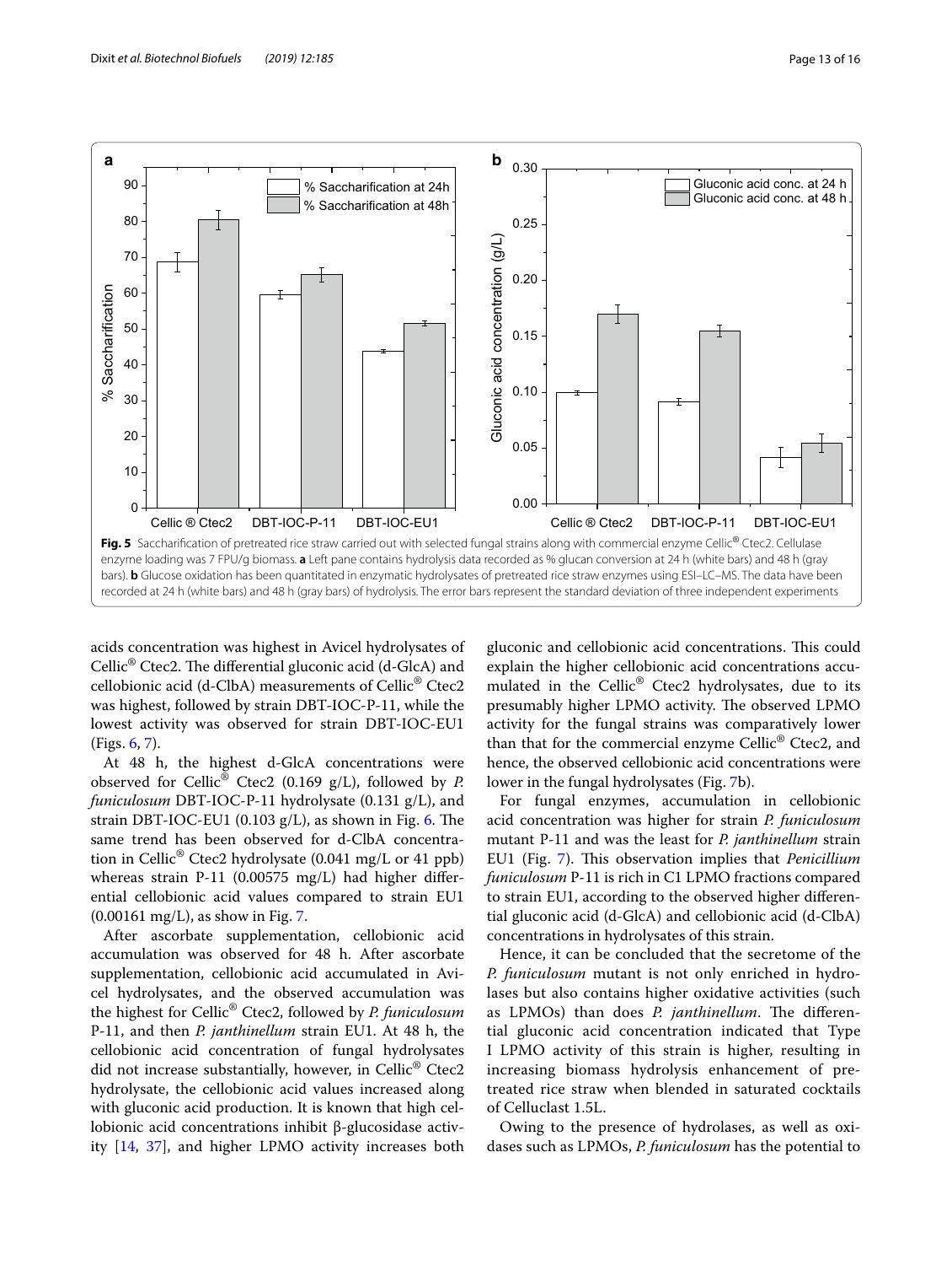**Fig. 5** Saccharification of pretreated rice straw carried out with selected fungal strains along with commercial enzyme Cellic® Ctec2. Cellulase enzyme loading was 7 FPU/g biomass. **a** Left pane contains hydrolysis data recorded as % glucan conversion at 24 h (white bars) and 48 h (gray bars). **b** Glucose oxidation has been quantitated in enzymatic hydrolysates of pretreated rice straw enzymes using ESI–LC–MS. The data have been recorded at 24 h (white bars) and 48 h (gray bars) of hydrolysis. The error bars represent the standard deviation of three independent experiments

acids concentration was highest in Avicel hydrolysates of Cellic® Ctec2. The differential gluconic acid (d-GlcA) and cellobionic acid (d-ClbA) measurements of Cellic® Ctec2 was highest, followed by strain DBT-IOC-P-11, while the lowest activity was observed for strain DBT-IOC-EU1 (Figs. 6, 7).

At 48 h, the highest d-GlcA concentrations were observed for Cellic® Ctec2 (0.169 g/L), followed by *P. funiculosum* DBT-IOC-P-11 hydrolysate (0.131 g/L), and strain DBT-IOC-EU1 (0.103 g/L), as shown in Fig. 6. The same trend has been observed for d-ClbA concentration in Cellic® Ctec2 hydrolysate (0.041 mg/L or 41 ppb) whereas strain P-11 (0.00575 mg/L) had higher differential cellobionic acid values compared to strain EU1 (0.00161 mg/L), as show in Fig. 7.

After ascorbate supplementation, cellobionic acid accumulation was observed for 48 h. After ascorbate supplementation, cellobionic acid accumulated in Avicel hydrolysates, and the observed accumulation was the highest for Cellic® Ctec2, followed by *P. funiculosum* P-11, and then *P. janthinellum* strain EU1. At 48 h, the cellobionic acid concentration of fungal hydrolysates did not increase substantially, however, in Cellic® Ctec2 hydrolysate, the cellobionic acid values increased along with gluconic acid production. It is known that high cellobionic acid concentrations inhibit β-glucosidase activity [14, 37], and higher LPMO activity increases both gluconic and cellobionic acid concentrations. This could explain the higher cellobionic acid concentrations accumulated in the Cellic® Ctec2 hydrolysates, due to its presumably higher LPMO activity. The observed LPMO activity for the fungal strains was comparatively lower than that for the commercial enzyme Cellic® Ctec2, and hence, the observed cellobionic acid concentrations were lower in the fungal hydrolysates (Fig. 7b).

For fungal enzymes, accumulation in cellobionic acid concentration was higher for strain *P. funiculosum* mutant P-11 and was the least for *P. janthinellum* strain EU1 (Fig. 7). This observation implies that *Penicillium funiculosum* P-11 is rich in C1 LPMO fractions compared to strain EU1, according to the observed higher differential gluconic acid (d-GlcA) and cellobionic acid (d-ClbA) concentrations in hydrolysates of this strain.

Hence, it can be concluded that the secretome of the *P. funiculosum* mutant is not only enriched in hydrolases but also contains higher oxidative activities (such as LPMOs) than does *P. janthinellum*. The differential gluconic acid concentration indicated that Type I LPMO activity of this strain is higher, resulting in increasing biomass hydrolysis enhancement of pretreated rice straw when blended in saturated cocktails of Celluclast 1.5L.

Owing to the presence of hydrolases, as well as oxidases such as LPMOs, *P. funiculosum* has the potential to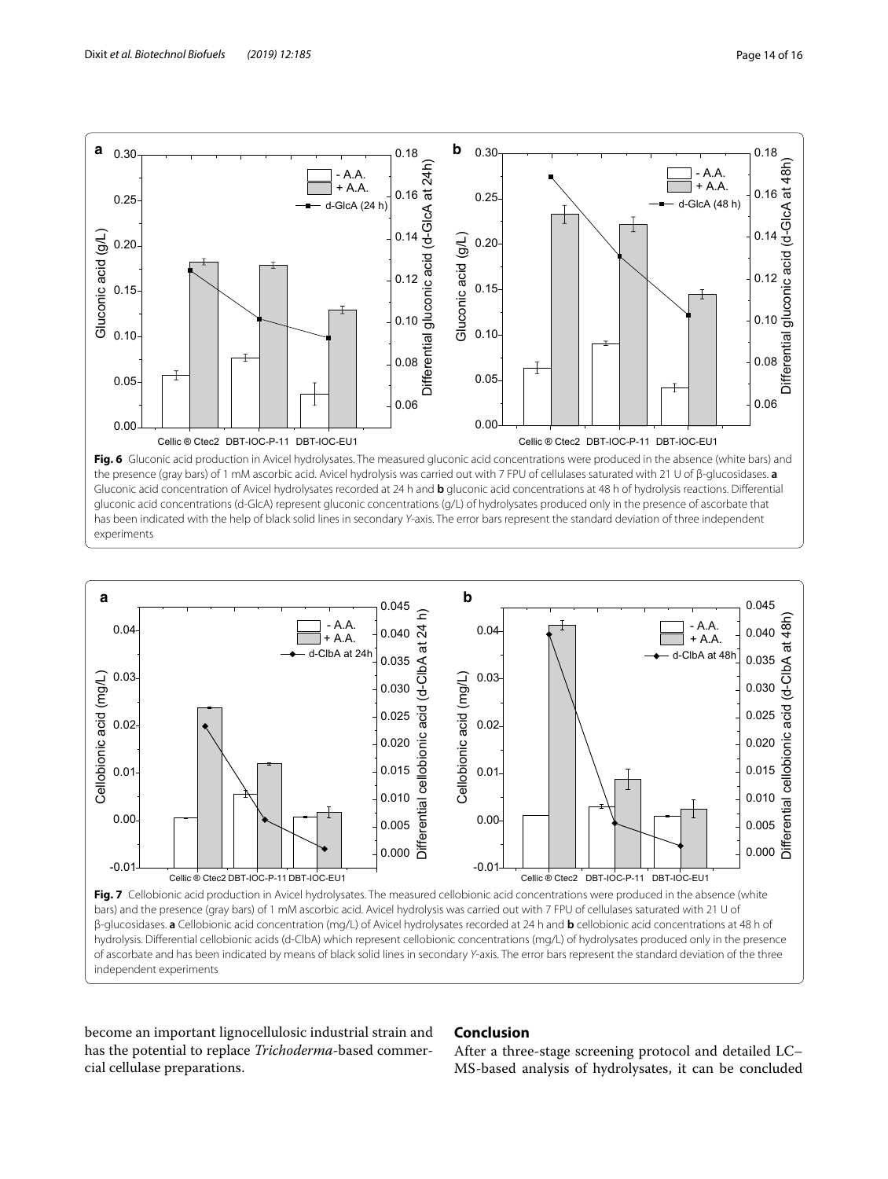**Fig. 6** Gluconic acid production in Avicel hydrolysates. The measured gluconic acid concentrations were produced in the absence (white bars) and the presence (gray bars) of 1 mM ascorbic acid. Avicel hydrolysis was carried out with 7 FPU of cellulases saturated with 21 U of β-glucosidases. **a** Gluconic acid concentration of Avicel hydrolysates recorded at 24 h and **b** gluconic acid concentrations at 48 h of hydrolysis reactions. Differential gluconic acid concentrations (d-GlcA) represent gluconic concentrations (g/L) of hydrolysates produced only in the presence of ascorbate that has been indicated with the help of black solid lines in secondary *Y*-axis. The error bars represent the standard deviation of three independent experiments

**Fig. 7** Cellobionic acid production in Avicel hydrolysates. The measured cellobionic acid concentrations were produced in the absence (white bars) and the presence (gray bars) of 1 mM ascorbic acid. Avicel hydrolysis was carried out with 7 FPU of cellulases saturated with 21 U of β-glucosidases. **a** Cellobionic acid concentration (mg/L) of Avicel hydrolysates recorded at 24 h and **b** cellobionic acid concentrations at 48 h of hydrolysis. Differential cellobionic acids (d-ClbA) which represent cellobionic concentrations (mg/L) of hydrolysates produced only in the presence of ascorbate and has been indicated by means of black solid lines in secondary *Y*-axis. The error bars represent the standard deviation of the three independent experiments

become an important lignocellulosic industrial strain and has the potential to replace *Trichoderma*-based commercial cellulase preparations.

## Conclusion

After a three-stage screening protocol and detailed LC–MS-based analysis of hydrolysates, it can be concluded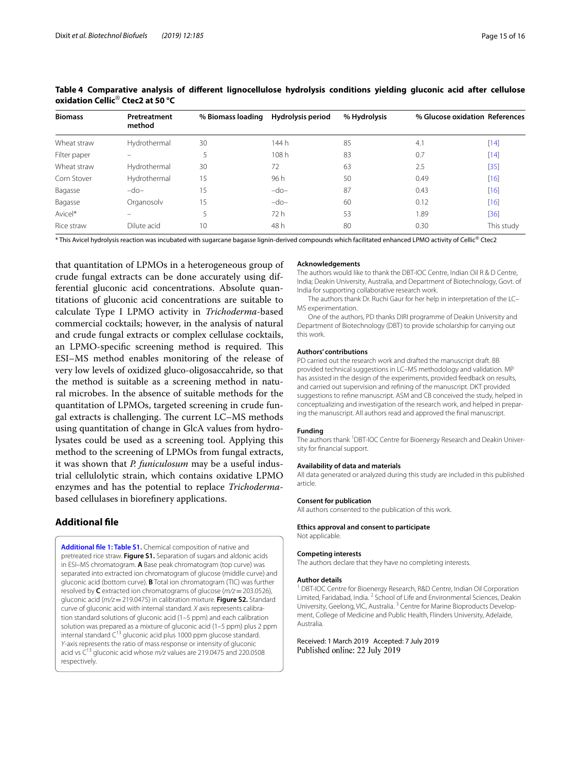**Table 4 Comparative analysis of different lignocellulose hydrolysis conditions yielding gluconic acid after cellulose oxidation Cellic® Ctec2 at 50 °C**

| Biomass | Pretreatment method | % Biomass loading | Hydrolysis period | % Hydrolysis | % Glucose oxidation | References |
|---|---|---|---|---|---|---|
| Wheat straw | Hydrothermal | 30 | 144 h | 85 | 4.1 | [14] |
| Filter paper | – | 5 | 108 h | 83 | 0.7 | [14] |
| Wheat straw | Hydrothermal | 30 | 72 | 63 | 2.5 | [35] |
| Corn Stover | Hydrothermal | 15 | 96 h | 50 | 0.49 | [16] |
| Bagasse | –do– | 15 | –do– | 87 | 0.43 | [16] |
| Bagasse | Organosolv | 15 | –do– | 60 | 0.12 | [16] |
| Avicel* | – | 5 | 72 h | 53 | 1.89 | [36] |
| Rice straw | Dilute acid | 10 | 48 h | 80 | 0.30 | This study |

* This Avicel hydrolysis reaction was incubated with sugarcane bagasse lignin-derived compounds which facilitated enhanced LPMO activity of Cellic® Ctec2

that quantitation of LPMOs in a heterogeneous group of crude fungal extracts can be done accurately using differential gluconic acid concentrations. Absolute quantitations of gluconic acid concentrations are suitable to calculate Type I LPMO activity in *Trichoderma*-based commercial cocktails; however, in the analysis of natural and crude fungal extracts or complex cellulase cocktails, an LPMO-specific screening method is required. This ESI–MS method enables monitoring of the release of very low levels of oxidized gluco-oligosaccahride, so that the method is suitable as a screening method in natural microbes. In the absence of suitable methods for the quantitation of LPMOs, targeted screening in crude fungal extracts is challenging. The current LC–MS methods using quantitation of change in GlcA values from hydrolysates could be used as a screening tool. Applying this method to the screening of LPMOs from fungal extracts, it was shown that *P. funiculosum* may be a useful industrial cellulolytic strain, which contains oxidative LPMO enzymes and has the potential to replace *Trichoderma*-based cellulases in biorefinery applications.

## Additional file

**Additional file 1: Table S1.** Chemical composition of native and pretreated rice straw. **Figure S1.** Separation of sugars and aldonic acids in ESI–MS chromatogram. **A** Base peak chromatogram (top curve) was separated into extracted ion chromatogram of glucose (middle curve) and gluconic acid (bottom curve). **B** Total ion chromatogram (TIC) was further resolved by **C** extracted ion chromatograms of glucose ($m/z$ = 203.0526), gluconic acid ($m/z$ = 219.0475) in calibration mixture. **Figure S2.** Standard curve of gluconic acid with internal standard. *X* axis represents calibration standard solutions of gluconic acid (1–5 ppm) and each calibration solution was prepared as a mixture of gluconic acid (1–5 ppm) plus 2 ppm internal standard $C^{13}$ gluconic acid plus 1000 ppm glucose standard. *Y*-axis represents the ratio of mass response or intensity of gluconic acid vs $C^{13}$ gluconic acid whose $m/z$ values are 219.0475 and 220.0508 respectively.

### Acknowledgements

The authors would like to thank the DBT-IOC Centre, Indian Oil R & D Centre, India; Deakin University, Australia, and Department of Biotechnology, Govt. of India for supporting collaborative research work.

The authors thank Dr. Ruchi Gaur for her help in interpretation of the LC–MS experimentation.

One of the authors, PD thanks DIRI programme of Deakin University and Department of Biotechnology (DBT) to provide scholarship for carrying out this work.

### Authors' contributions

PD carried out the research work and drafted the manuscript draft. BB provided technical suggestions in LC–MS methodology and validation. MP has assisted in the design of the experiments, provided feedback on results, and carried out supervision and refining of the manuscript. DKT provided suggestions to refine manuscript. ASM and CB conceived the study, helped in conceptualizing and investigation of the research work, and helped in preparing the manuscript. All authors read and approved the final manuscript.

### Funding

The authors thank [1]DBT-IOC Centre for Bioenergy Research and Deakin University for financial support.

### Availability of data and materials

All data generated or analyzed during this study are included in this published article.

### Consent for publication

All authors consented to the publication of this work.

### Ethics approval and consent to participate

Not applicable.

### Competing interests

The authors declare that they have no completing interests.

### Author details

[1] DBT-IOC Centre for Bioenergy Research, R&D Centre, Indian Oil Corporation Limited, Faridabad, India. [2] School of Life and Environmental Sciences, Deakin University, Geelong, VIC, Australia. [3] Centre for Marine Bioproducts Development, College of Medicine and Public Health, Flinders University, Adelaide, Australia.

Received: 1 March 2019 Accepted: 7 July 2019
Published online: 22 July 2019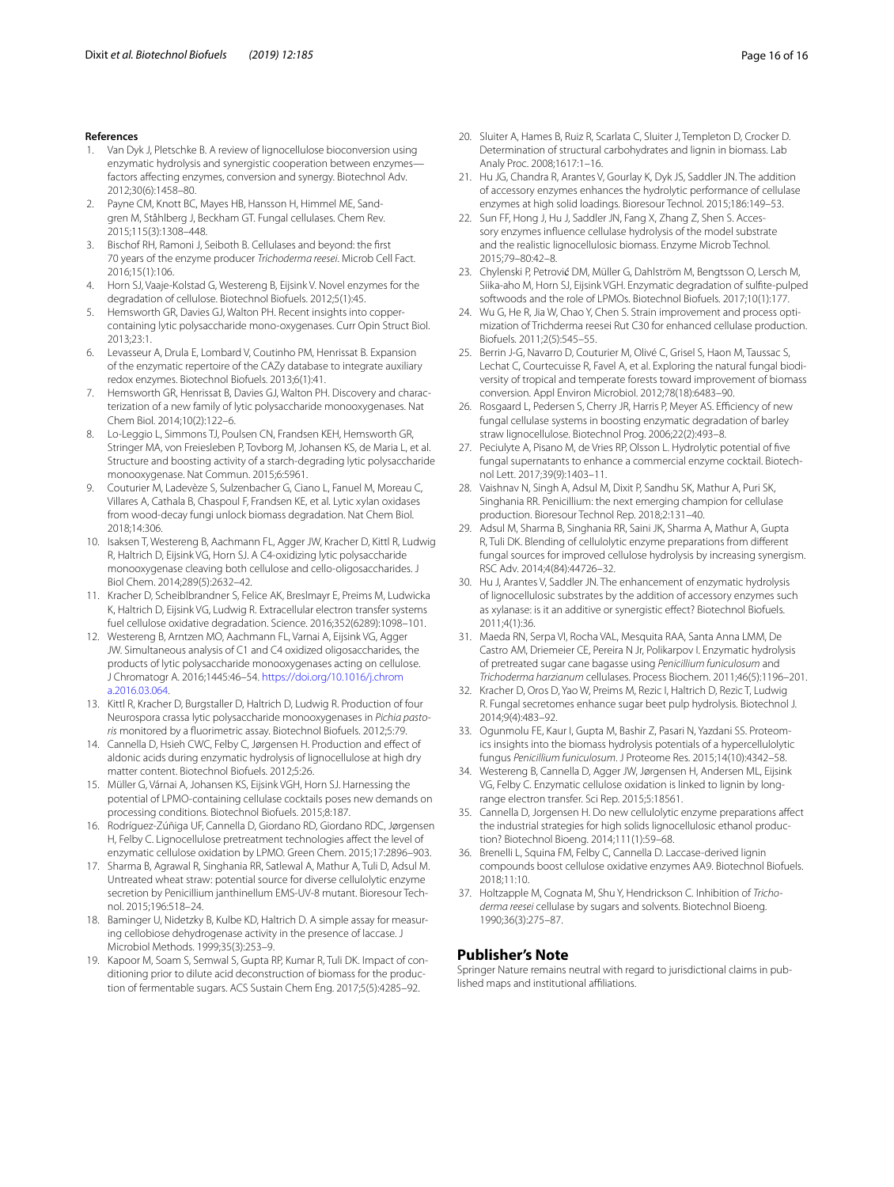**References**

1. Van Dyk J, Pletschke B. A review of lignocellulose bioconversion using enzymatic hydrolysis and synergistic cooperation between enzymes—factors affecting enzymes, conversion and synergy. Biotechnol Adv. 2012;30(6):1458–80.
2. Payne CM, Knott BC, Mayes HB, Hansson H, Himmel ME, Sandgren M, Ståhlberg J, Beckham GT. Fungal cellulases. Chem Rev. 2015;115(3):1308–448.
3. Bischof RH, Ramoni J, Seiboth B. Cellulases and beyond: the first 70 years of the enzyme producer *Trichoderma reesei*. Microb Cell Fact. 2016;15(1):106.
4. Horn SJ, Vaaje-Kolstad G, Westereng B, Eijsink V. Novel enzymes for the degradation of cellulose. Biotechnol Biofuels. 2012;5(1):45.
5. Hemsworth GR, Davies GJ, Walton PH. Recent insights into copper-containing lytic polysaccharide mono-oxygenases. Curr Opin Struct Biol. 2013;23:1.
6. Levasseur A, Drula E, Lombard V, Coutinho PM, Henrissat B. Expansion of the enzymatic repertoire of the CAZy database to integrate auxiliary redox enzymes. Biotechnol Biofuels. 2013;6(1):41.
7. Hemsworth GR, Henrissat B, Davies GJ, Walton PH. Discovery and characterization of a new family of lytic polysaccharide monooxygenases. Nat Chem Biol. 2014;10(2):122–6.
8. Lo-Leggio L, Simmons TJ, Poulsen CN, Frandsen KEH, Hemsworth GR, Stringer MA, von Freiesleben P, Tovborg M, Johansen KS, de Maria L, et al. Structure and boosting activity of a starch-degrading lytic polysaccharide monooxygenase. Nat Commun. 2015;6:5961.
9. Couturier M, Ladevèze S, Sulzenbacher G, Ciano L, Fanuel M, Moreau C, Villares A, Cathala B, Chaspoul F, Frandsen KE, et al. Lytic xylan oxidases from wood-decay fungi unlock biomass degradation. Nat Chem Biol. 2018;14:306.
10. Isaksen T, Westereng B, Aachmann FL, Agger JW, Kracher D, Kittl R, Ludwig R, Haltrich D, Eijsink VG, Horn SJ. A C4-oxidizing lytic polysaccharide monooxygenase cleaving both cellulose and cello-oligosaccharides. J Biol Chem. 2014;289(5):2632–42.
11. Kracher D, Scheiblbrandner S, Felice AK, Breslmayr E, Preims M, Ludwicka K, Haltrich D, Eijsink VG, Ludwig R. Extracellular electron transfer systems fuel cellulose oxidative degradation. Science. 2016;352(6289):1098–101.
12. Westereng B, Arntzen MO, Aachmann FL, Varnai A, Eijsink VG, Agger JW. Simultaneous analysis of C1 and C4 oxidized oligosaccharides, the products of lytic polysaccharide monooxygenases acting on cellulose. J Chromatogr A. 2016;1445:46–54. https://doi.org/10.1016/j.chroma.2016.03.064.
13. Kittl R, Kracher D, Burgstaller D, Haltrich D, Ludwig R. Production of four Neurospora crassa lytic polysaccharide monooxygenases in *Pichia pastoris* monitored by a fluorimetric assay. Biotechnol Biofuels. 2012;5:79.
14. Cannella D, Hsieh CWC, Felby C, Jørgensen H. Production and effect of aldonic acids during enzymatic hydrolysis of lignocellulose at high dry matter content. Biotechnol Biofuels. 2012;5:26.
15. Müller G, Várnai A, Johansen KS, Eijsink VGH, Horn SJ. Harnessing the potential of LPMO-containing cellulase cocktails poses new demands on processing conditions. Biotechnol Biofuels. 2015;8:187.
16. Rodríguez-Zúñiga UF, Cannella D, Giordano RD, Giordano RDC, Jørgensen H, Felby C. Lignocellulose pretreatment technologies affect the level of enzymatic cellulose oxidation by LPMO. Green Chem. 2015;17:2896–903.
17. Sharma B, Agrawal R, Singhania RR, Satlewal A, Mathur A, Tuli D, Adsul M. Untreated wheat straw: potential source for diverse cellulolytic enzyme secretion by Penicillium janthinellum EMS-UV-8 mutant. Bioresour Technol. 2015;196:518–24.
18. Baminger U, Nidetzky B, Kulbe KD, Haltrich D. A simple assay for measuring cellobiose dehydrogenase activity in the presence of laccase. J Microbiol Methods. 1999;35(3):253–9.
19. Kapoor M, Soam S, Semwal S, Gupta RP, Kumar R, Tuli DK. Impact of conditioning prior to dilute acid deconstruction of biomass for the production of fermentable sugars. ACS Sustain Chem Eng. 2017;5(5):4285–92.
20. Sluiter A, Hames B, Ruiz R, Scarlata C, Sluiter J, Templeton D, Crocker D. Determination of structural carbohydrates and lignin in biomass. Lab Analy Proc. 2008;1617:1–16.
21. Hu JG, Chandra R, Arantes V, Gourlay K, Dyk JS, Saddler JN. The addition of accessory enzymes enhances the hydrolytic performance of cellulase enzymes at high solid loadings. Bioresour Technol. 2015;186:149–53.
22. Sun FF, Hong J, Hu J, Saddler JN, Fang X, Zhang Z, Shen S. Accessory enzymes influence cellulase hydrolysis of the model substrate and the realistic lignocellulosic biomass. Enzyme Microb Technol. 2015;79–80:42–8.
23. Chylenski P, Petrović DM, Müller G, Dahlström M, Bengtsson O, Lersch M, Siika-aho M, Horn SJ, Eijsink VGH. Enzymatic degradation of sulfite-pulped softwoods and the role of LPMOs. Biotechnol Biofuels. 2017;10(1):177.
24. Wu G, He R, Jia W, Chao Y, Chen S. Strain improvement and process optimization of Trichderma reesei Rut C30 for enhanced cellulase production. Biofuels. 2011;2(5):545–55.
25. Berrin J-G, Navarro D, Couturier M, Olivé C, Grisel S, Haon M, Taussac S, Lechat C, Courtecuisse R, Favel A, et al. Exploring the natural fungal biodiversity of tropical and temperate forests toward improvement of biomass conversion. Appl Environ Microbiol. 2012;78(18):6483–90.
26. Rosgaard L, Pedersen S, Cherry JR, Harris P, Meyer AS. Efficiency of new fungal cellulase systems in boosting enzymatic degradation of barley straw lignocellulose. Biotechnol Prog. 2006;22(2):493–8.
27. Peciulyte A, Pisano M, de Vries RP, Olsson L. Hydrolytic potential of five fungal supernatants to enhance a commercial enzyme cocktail. Biotechnol Lett. 2017;39(9):1403–11.
28. Vaishnav N, Singh A, Adsul M, Dixit P, Sandhu SK, Mathur A, Puri SK, Singhania RR. Penicillium: the next emerging champion for cellulase production. Bioresour Technol Rep. 2018;2:131–40.
29. Adsul M, Sharma B, Singhania RR, Saini JK, Sharma A, Mathur A, Gupta R, Tuli DK. Blending of cellulolytic enzyme preparations from different fungal sources for improved cellulose hydrolysis by increasing synergism. RSC Adv. 2014;4(84):44726–32.
30. Hu J, Arantes V, Saddler JN. The enhancement of enzymatic hydrolysis of lignocellulosic substrates by the addition of accessory enzymes such as xylanase: is it an additive or synergistic effect? Biotechnol Biofuels. 2011;4(1):36.
31. Maeda RN, Serpa VI, Rocha VAL, Mesquita RAA, Santa Anna LMM, De Castro AM, Driemeier CE, Pereira N Jr, Polikarpov I. Enzymatic hydrolysis of pretreated sugar cane bagasse using *Penicillium funiculosum* and *Trichoderma harzianum* cellulases. Process Biochem. 2011;46(5):1196–201.
32. Kracher D, Oros D, Yao W, Preims M, Rezic I, Haltrich D, Rezic T, Ludwig R. Fungal secretomes enhance sugar beet pulp hydrolysis. Biotechnol J. 2014;9(4):483–92.
33. Ogunmolu FE, Kaur I, Gupta M, Bashir Z, Pasari N, Yazdani SS. Proteomics insights into the biomass hydrolysis potentials of a hypercellulolytic fungus *Penicillium funiculosum*. J Proteome Res. 2015;14(10):4342–58.
34. Westereng B, Cannella D, Agger JW, Jørgensen H, Andersen ML, Eijsink VG, Felby C. Enzymatic cellulose oxidation is linked to lignin by long-range electron transfer. Sci Rep. 2015;5:18561.
35. Cannella D, Jorgensen H. Do new cellulolytic enzyme preparations affect the industrial strategies for high solids lignocellulosic ethanol production? Biotechnol Bioeng. 2014;111(1):59–68.
36. Brenelli L, Squina FM, Felby C, Cannella D. Laccase-derived lignin compounds boost cellulose oxidative enzymes AA9. Biotechnol Biofuels. 2018;11:10.
37. Holtzapple M, Cognata M, Shu Y, Hendrickson C. Inhibition of *Trichoderma reesei* cellulase by sugars and solvents. Biotechnol Bioeng. 1990;36(3):275–87.

## Publisher's Note

Springer Nature remains neutral with regard to jurisdictional claims in published maps and institutional affiliations.